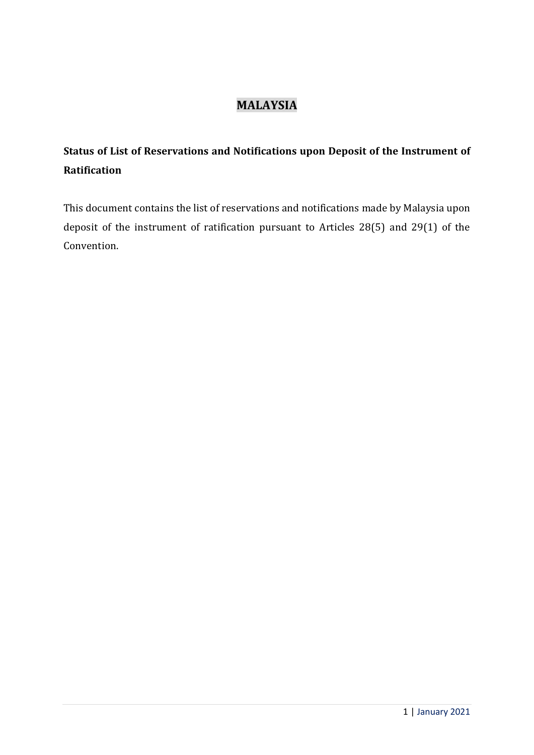# MALAYSIA

## Status of List of Reservations and Notifications upon Deposit of the Instrument of Ratification

This document contains the list of reservations and notifications made by Malaysia upon deposit of the instrument of ratification pursuant to Articles 28(5) and 29(1) of the Convention.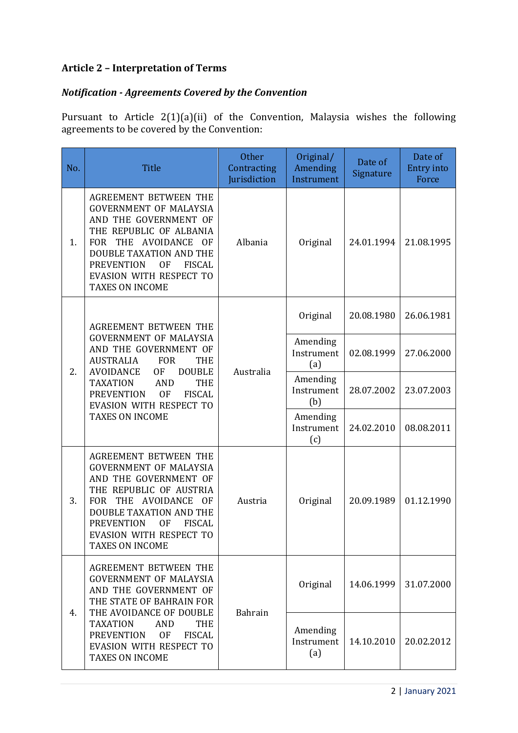## Article 2 – Interpretation of Terms

### *Notification - Agreements Covered by the Convention*

Pursuant to Article 2(1)(a)(ii) of the Convention, Malaysia wishes the following agreements to be covered by the Convention:

| No. | Title | Other Contracting Jurisdiction | Original/ Amending Instrument | Date of Signature | Date of Entry into Force |
|---|---|---|---|---|---|
| 1. | AGREEMENT BETWEEN THE GOVERNMENT OF MALAYSIA AND THE GOVERNMENT OF THE REPUBLIC OF ALBANIA FOR THE AVOIDANCE OF DOUBLE TAXATION AND THE PREVENTION OF FISCAL EVASION WITH RESPECT TO TAXES ON INCOME | Albania | Original | 24.01.1994 | 21.08.1995 |
| 2. | AGREEMENT BETWEEN THE GOVERNMENT OF MALAYSIA AND THE GOVERNMENT OF AUSTRALIA FOR THE AVOIDANCE OF DOUBLE TAXATION AND THE PREVENTION OF FISCAL EVASION WITH RESPECT TO TAXES ON INCOME | Australia | Original | 20.08.1980 | 26.06.1981 |
| | | | Amending Instrument (a) | 02.08.1999 | 27.06.2000 |
| | | | Amending Instrument (b) | 28.07.2002 | 23.07.2003 |
| | | | Amending Instrument (c) | 24.02.2010 | 08.08.2011 |
| 3. | AGREEMENT BETWEEN THE GOVERNMENT OF MALAYSIA AND THE GOVERNMENT OF THE REPUBLIC OF AUSTRIA FOR THE AVOIDANCE OF DOUBLE TAXATION AND THE PREVENTION OF FISCAL EVASION WITH RESPECT TO TAXES ON INCOME | Austria | Original | 20.09.1989 | 01.12.1990 |
| 4. | AGREEMENT BETWEEN THE GOVERNMENT OF MALAYSIA AND THE GOVERNMENT OF THE STATE OF BAHRAIN FOR THE AVOIDANCE OF DOUBLE TAXATION AND THE PREVENTION OF FISCAL EVASION WITH RESPECT TO TAXES ON INCOME | Bahrain | Original | 14.06.1999 | 31.07.2000 |
| | | | Amending Instrument (a) | 14.10.2010 | 20.02.2012 |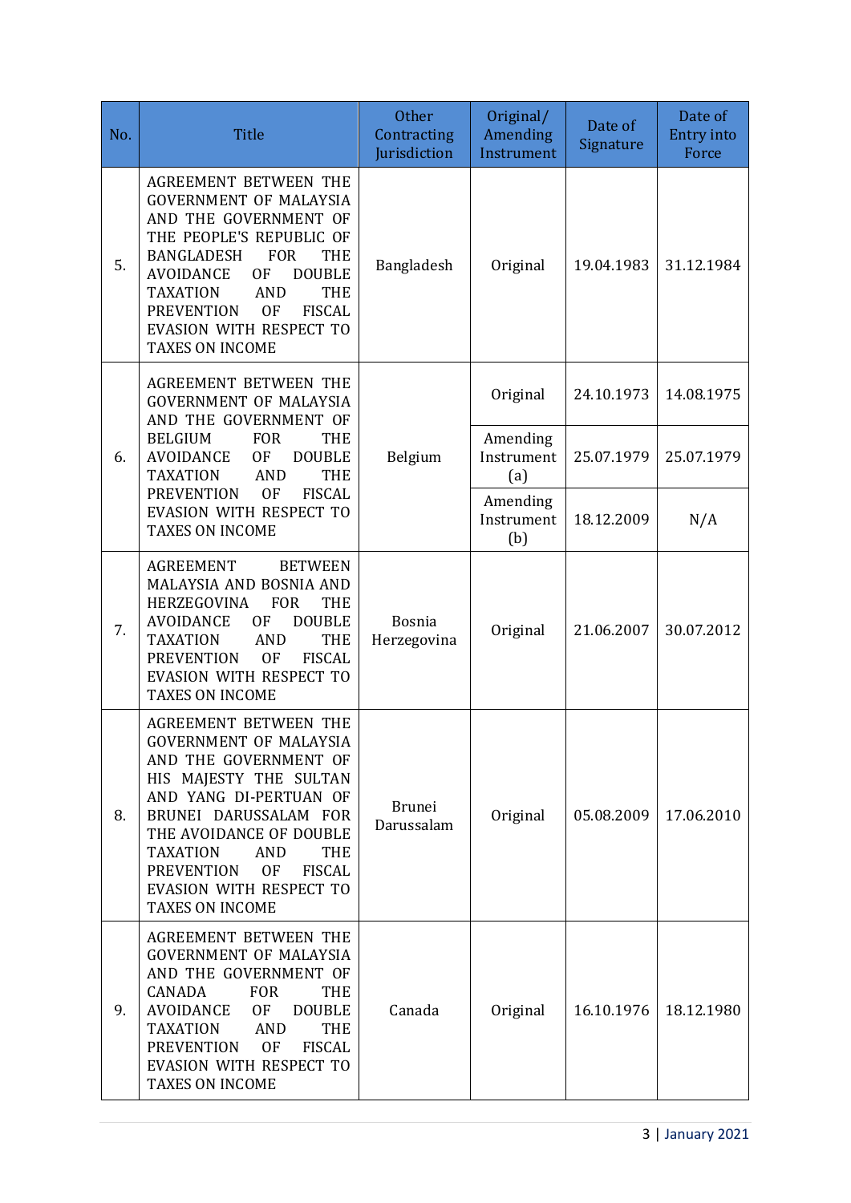| No. | Title | Other Contracting Jurisdiction | Original/ Amending Instrument | Date of Signature | Date of Entry into Force |
|---|---|---|---|---|---|
| 5. | AGREEMENT BETWEEN THE GOVERNMENT OF MALAYSIA AND THE GOVERNMENT OF THE PEOPLE'S REPUBLIC OF BANGLADESH FOR THE AVOIDANCE OF DOUBLE TAXATION AND THE PREVENTION OF FISCAL EVASION WITH RESPECT TO TAXES ON INCOME | Bangladesh | Original | 19.04.1983 | 31.12.1984 |
| 6. | AGREEMENT BETWEEN THE GOVERNMENT OF MALAYSIA AND THE GOVERNMENT OF BELGIUM FOR THE AVOIDANCE OF DOUBLE TAXATION AND THE PREVENTION OF FISCAL EVASION WITH RESPECT TO TAXES ON INCOME | Belgium | Original | 24.10.1973 | 14.08.1975 |
| | | | Amending Instrument (a) | 25.07.1979 | 25.07.1979 |
| | | | Amending Instrument (b) | 18.12.2009 | N/A |
| 7. | AGREEMENT BETWEEN MALAYSIA AND BOSNIA AND HERZEGOVINA FOR THE AVOIDANCE OF DOUBLE TAXATION AND THE PREVENTION OF FISCAL EVASION WITH RESPECT TO TAXES ON INCOME | Bosnia Herzegovina | Original | 21.06.2007 | 30.07.2012 |
| 8. | AGREEMENT BETWEEN THE GOVERNMENT OF MALAYSIA AND THE GOVERNMENT OF HIS MAJESTY THE SULTAN AND YANG DI-PERTUAN OF BRUNEI DARUSSALAM FOR THE AVOIDANCE OF DOUBLE TAXATION AND THE PREVENTION OF FISCAL EVASION WITH RESPECT TO TAXES ON INCOME | Brunei Darussalam | Original | 05.08.2009 | 17.06.2010 |
| 9. | AGREEMENT BETWEEN THE GOVERNMENT OF MALAYSIA AND THE GOVERNMENT OF CANADA FOR THE AVOIDANCE OF DOUBLE TAXATION AND THE PREVENTION OF FISCAL EVASION WITH RESPECT TO TAXES ON INCOME | Canada | Original | 16.10.1976 | 18.12.1980 |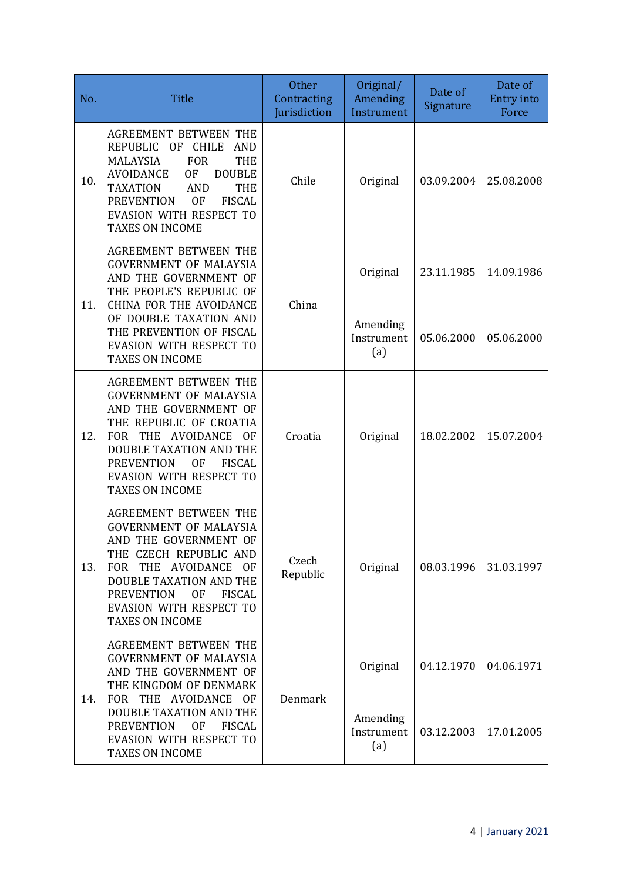| No. | Title | Other Contracting Jurisdiction | Original/ Amending Instrument | Date of Signature | Date of Entry into Force |
|---|---|---|---|---|---|
| 10. | AGREEMENT BETWEEN THE REPUBLIC OF CHILE AND MALAYSIA FOR THE AVOIDANCE OF DOUBLE TAXATION AND THE PREVENTION OF FISCAL EVASION WITH RESPECT TO TAXES ON INCOME | Chile | Original | 03.09.2004 | 25.08.2008 |
| 11. | AGREEMENT BETWEEN THE GOVERNMENT OF MALAYSIA AND THE GOVERNMENT OF THE PEOPLE'S REPUBLIC OF CHINA FOR THE AVOIDANCE OF DOUBLE TAXATION AND THE PREVENTION OF FISCAL EVASION WITH RESPECT TO TAXES ON INCOME | China | Original | 23.11.1985 | 14.09.1986 |
| | | | Amending Instrument (a) | 05.06.2000 | 05.06.2000 |
| 12. | AGREEMENT BETWEEN THE GOVERNMENT OF MALAYSIA AND THE GOVERNMENT OF THE REPUBLIC OF CROATIA FOR THE AVOIDANCE OF DOUBLE TAXATION AND THE PREVENTION OF FISCAL EVASION WITH RESPECT TO TAXES ON INCOME | Croatia | Original | 18.02.2002 | 15.07.2004 |
| 13. | AGREEMENT BETWEEN THE GOVERNMENT OF MALAYSIA AND THE GOVERNMENT OF THE CZECH REPUBLIC AND FOR THE AVOIDANCE OF DOUBLE TAXATION AND THE PREVENTION OF FISCAL EVASION WITH RESPECT TO TAXES ON INCOME | Czech Republic | Original | 08.03.1996 | 31.03.1997 |
| 14. | AGREEMENT BETWEEN THE GOVERNMENT OF MALAYSIA AND THE GOVERNMENT OF THE KINGDOM OF DENMARK FOR THE AVOIDANCE OF DOUBLE TAXATION AND THE PREVENTION OF FISCAL EVASION WITH RESPECT TO TAXES ON INCOME | Denmark | Original | 04.12.1970 | 04.06.1971 |
| | | | Amending Instrument (a) | 03.12.2003 | 17.01.2005 |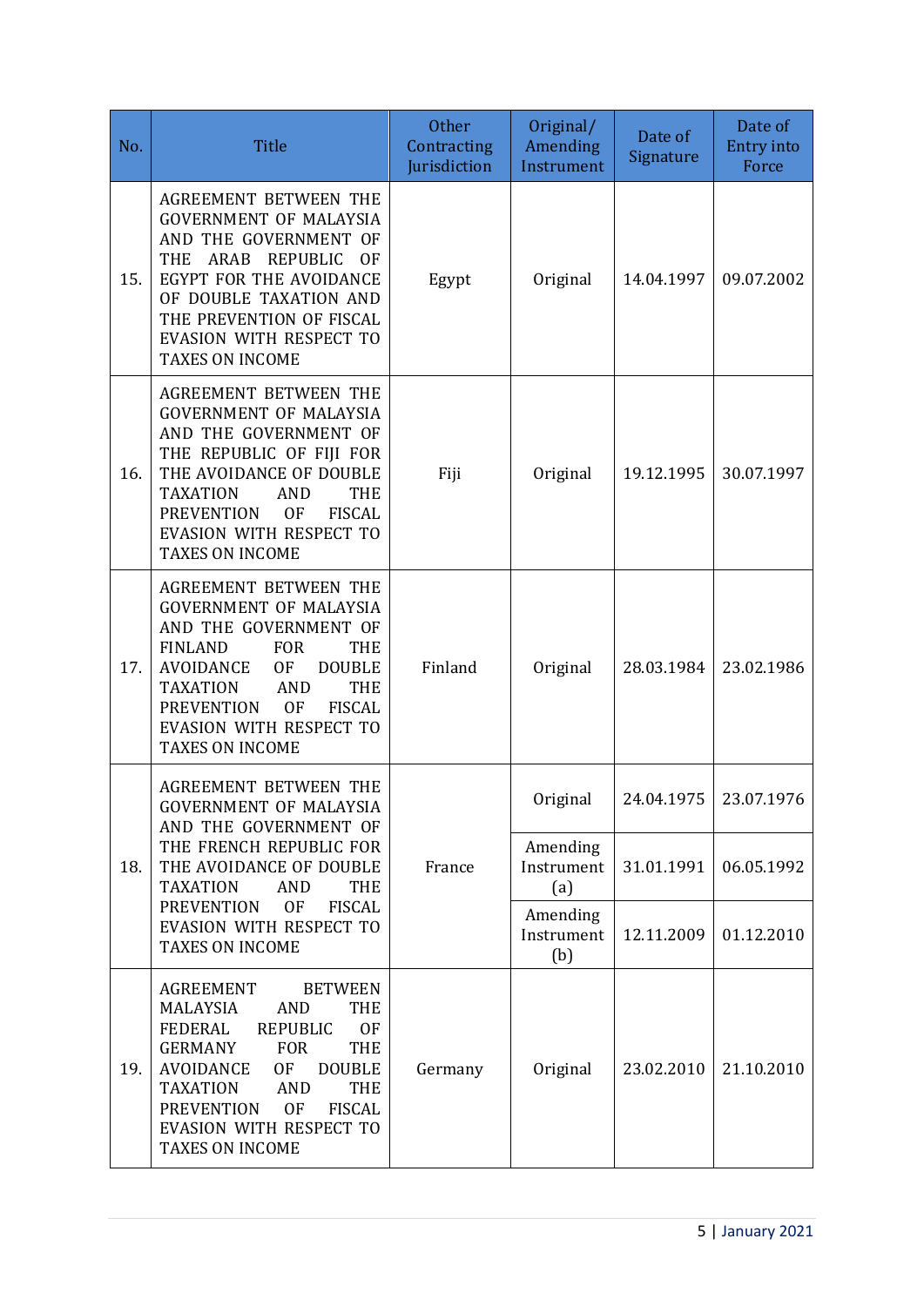| No. | Title | Other Contracting Jurisdiction | Original/ Amending Instrument | Date of Signature | Date of Entry into Force |
|---|---|---|---|---|---|
| 15. | AGREEMENT BETWEEN THE GOVERNMENT OF MALAYSIA AND THE GOVERNMENT OF THE ARAB REPUBLIC OF EGYPT FOR THE AVOIDANCE OF DOUBLE TAXATION AND THE PREVENTION OF FISCAL EVASION WITH RESPECT TO TAXES ON INCOME | Egypt | Original | 14.04.1997 | 09.07.2002 |
| 16. | AGREEMENT BETWEEN THE GOVERNMENT OF MALAYSIA AND THE GOVERNMENT OF THE REPUBLIC OF FIJI FOR THE AVOIDANCE OF DOUBLE TAXATION AND THE PREVENTION OF FISCAL EVASION WITH RESPECT TO TAXES ON INCOME | Fiji | Original | 19.12.1995 | 30.07.1997 |
| 17. | AGREEMENT BETWEEN THE GOVERNMENT OF MALAYSIA AND THE GOVERNMENT OF FINLAND FOR THE AVOIDANCE OF DOUBLE TAXATION AND THE PREVENTION OF FISCAL EVASION WITH RESPECT TO TAXES ON INCOME | Finland | Original | 28.03.1984 | 23.02.1986 |
| 18. | AGREEMENT BETWEEN THE GOVERNMENT OF MALAYSIA AND THE GOVERNMENT OF THE FRENCH REPUBLIC FOR THE AVOIDANCE OF DOUBLE TAXATION AND THE PREVENTION OF FISCAL EVASION WITH RESPECT TO TAXES ON INCOME | France | Original | 24.04.1975 | 23.07.1976 |
| | | | Amending Instrument (a) | 31.01.1991 | 06.05.1992 |
| | | | Amending Instrument (b) | 12.11.2009 | 01.12.2010 |
| 19. | AGREEMENT BETWEEN MALAYSIA AND THE FEDERAL REPUBLIC OF GERMANY FOR THE AVOIDANCE OF DOUBLE TAXATION AND THE PREVENTION OF FISCAL EVASION WITH RESPECT TO TAXES ON INCOME | Germany | Original | 23.02.2010 | 21.10.2010 |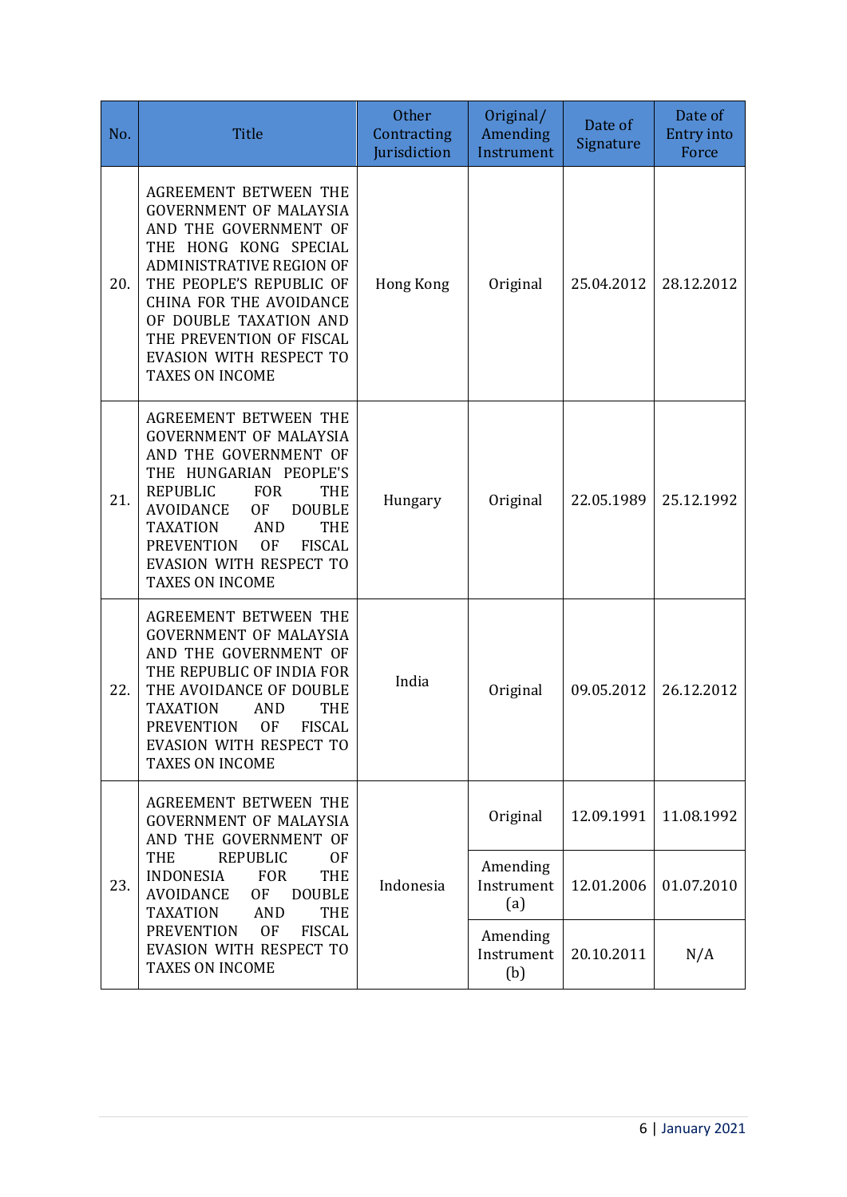| No. | Title | Other Contracting Jurisdiction | Original/ Amending Instrument | Date of Signature | Date of Entry into Force |
|---|---|---|---|---|---|
| 20. | AGREEMENT BETWEEN THE GOVERNMENT OF MALAYSIA AND THE GOVERNMENT OF THE HONG KONG SPECIAL ADMINISTRATIVE REGION OF THE PEOPLE'S REPUBLIC OF CHINA FOR THE AVOIDANCE OF DOUBLE TAXATION AND THE PREVENTION OF FISCAL EVASION WITH RESPECT TO TAXES ON INCOME | Hong Kong | Original | 25.04.2012 | 28.12.2012 |
| 21. | AGREEMENT BETWEEN THE GOVERNMENT OF MALAYSIA AND THE GOVERNMENT OF THE HUNGARIAN PEOPLE'S REPUBLIC FOR THE AVOIDANCE OF DOUBLE TAXATION AND THE PREVENTION OF FISCAL EVASION WITH RESPECT TO TAXES ON INCOME | Hungary | Original | 22.05.1989 | 25.12.1992 |
| 22. | AGREEMENT BETWEEN THE GOVERNMENT OF MALAYSIA AND THE GOVERNMENT OF THE REPUBLIC OF INDIA FOR THE AVOIDANCE OF DOUBLE TAXATION AND THE PREVENTION OF FISCAL EVASION WITH RESPECT TO TAXES ON INCOME | India | Original | 09.05.2012 | 26.12.2012 |
| 23. | AGREEMENT BETWEEN THE GOVERNMENT OF MALAYSIA AND THE GOVERNMENT OF THE REPUBLIC OF INDONESIA FOR THE AVOIDANCE OF DOUBLE TAXATION AND THE PREVENTION OF FISCAL EVASION WITH RESPECT TO TAXES ON INCOME | Indonesia | Original | 12.09.1991 | 11.08.1992 |
| | | | Amending Instrument (a) | 12.01.2006 | 01.07.2010 |
| | | | Amending Instrument (b) | 20.10.2011 | N/A |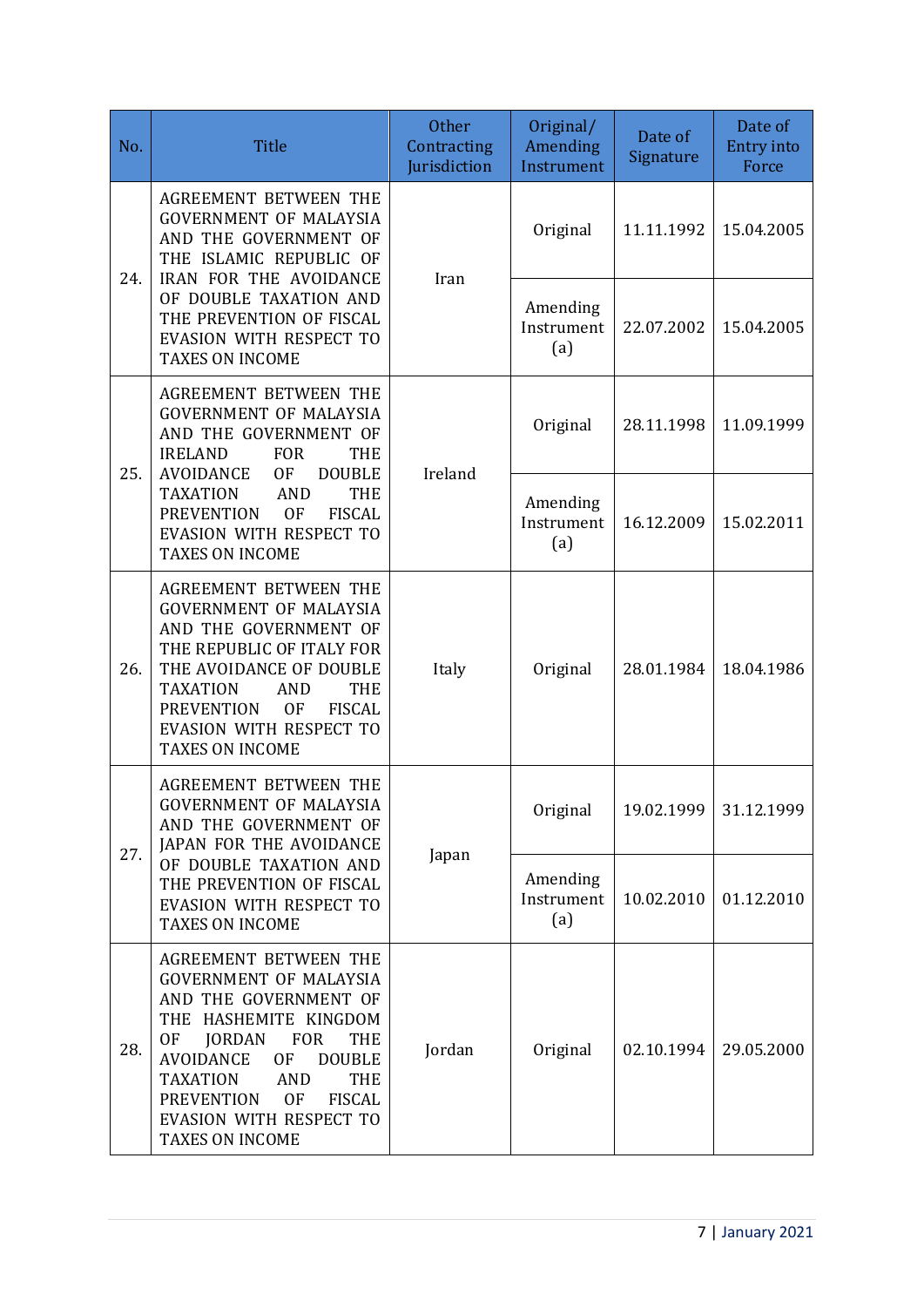| No. | Title | Other Contracting Jurisdiction | Original/ Amending Instrument | Date of Signature | Date of Entry into Force |
|---|---|---|---|---|---|
| 24. | AGREEMENT BETWEEN THE GOVERNMENT OF MALAYSIA AND THE GOVERNMENT OF THE ISLAMIC REPUBLIC OF IRAN FOR THE AVOIDANCE OF DOUBLE TAXATION AND THE PREVENTION OF FISCAL EVASION WITH RESPECT TO TAXES ON INCOME | Iran | Original | 11.11.1992 | 15.04.2005 |
| | | | Amending Instrument (a) | 22.07.2002 | 15.04.2005 |
| 25. | AGREEMENT BETWEEN THE GOVERNMENT OF MALAYSIA AND THE GOVERNMENT OF IRELAND FOR THE AVOIDANCE OF DOUBLE TAXATION AND THE PREVENTION OF FISCAL EVASION WITH RESPECT TO TAXES ON INCOME | Ireland | Original | 28.11.1998 | 11.09.1999 |
| | | | Amending Instrument (a) | 16.12.2009 | 15.02.2011 |
| 26. | AGREEMENT BETWEEN THE GOVERNMENT OF MALAYSIA AND THE GOVERNMENT OF THE REPUBLIC OF ITALY FOR THE AVOIDANCE OF DOUBLE TAXATION AND THE PREVENTION OF FISCAL EVASION WITH RESPECT TO TAXES ON INCOME | Italy | Original | 28.01.1984 | 18.04.1986 |
| 27. | AGREEMENT BETWEEN THE GOVERNMENT OF MALAYSIA AND THE GOVERNMENT OF JAPAN FOR THE AVOIDANCE OF DOUBLE TAXATION AND THE PREVENTION OF FISCAL EVASION WITH RESPECT TO TAXES ON INCOME | Japan | Original | 19.02.1999 | 31.12.1999 |
| | | | Amending Instrument (a) | 10.02.2010 | 01.12.2010 |
| 28. | AGREEMENT BETWEEN THE GOVERNMENT OF MALAYSIA AND THE GOVERNMENT OF THE HASHEMITE KINGDOM OF JORDAN FOR THE AVOIDANCE OF DOUBLE TAXATION AND THE PREVENTION OF FISCAL EVASION WITH RESPECT TO TAXES ON INCOME | Jordan | Original | 02.10.1994 | 29.05.2000 |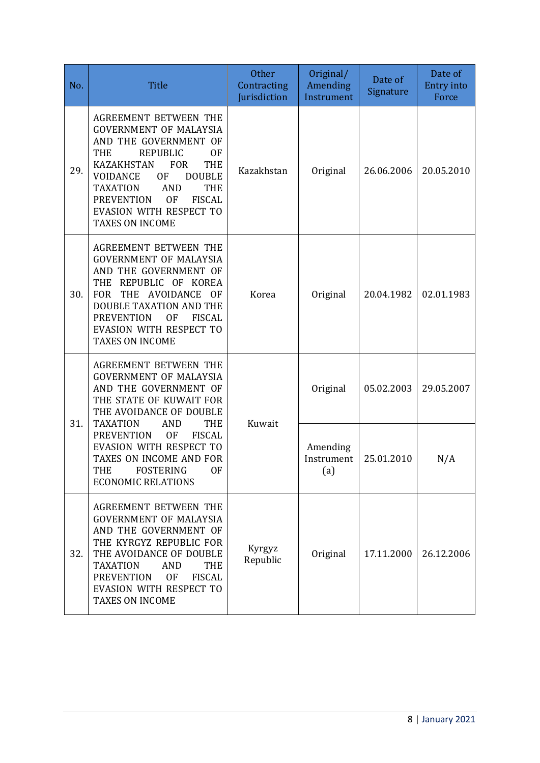| No. | Title | Other Contracting Jurisdiction | Original/ Amending Instrument | Date of Signature | Date of Entry into Force |
|---|---|---|---|---|---|
| 29. | AGREEMENT BETWEEN THE GOVERNMENT OF MALAYSIA AND THE GOVERNMENT OF THE REPUBLIC OF KAZAKHSTAN FOR THE VOIDANCE OF DOUBLE TAXATION AND THE PREVENTION OF FISCAL EVASION WITH RESPECT TO TAXES ON INCOME | Kazakhstan | Original | 26.06.2006 | 20.05.2010 |
| 30. | AGREEMENT BETWEEN THE GOVERNMENT OF MALAYSIA AND THE GOVERNMENT OF THE REPUBLIC OF KOREA FOR THE AVOIDANCE OF DOUBLE TAXATION AND THE PREVENTION OF FISCAL EVASION WITH RESPECT TO TAXES ON INCOME | Korea | Original | 20.04.1982 | 02.01.1983 |
| 31. | AGREEMENT BETWEEN THE GOVERNMENT OF MALAYSIA AND THE GOVERNMENT OF THE STATE OF KUWAIT FOR THE AVOIDANCE OF DOUBLE TAXATION AND THE PREVENTION OF FISCAL EVASION WITH RESPECT TO TAXES ON INCOME AND FOR THE FOSTERING OF ECONOMIC RELATIONS | Kuwait | Original | 05.02.2003 | 29.05.2007 |
| | | | Amending Instrument (a) | 25.01.2010 | N/A |
| 32. | AGREEMENT BETWEEN THE GOVERNMENT OF MALAYSIA AND THE GOVERNMENT OF THE KYRGYZ REPUBLIC FOR THE AVOIDANCE OF DOUBLE TAXATION AND THE PREVENTION OF FISCAL EVASION WITH RESPECT TO TAXES ON INCOME | Kyrgyz Republic | Original | 17.11.2000 | 26.12.2006 |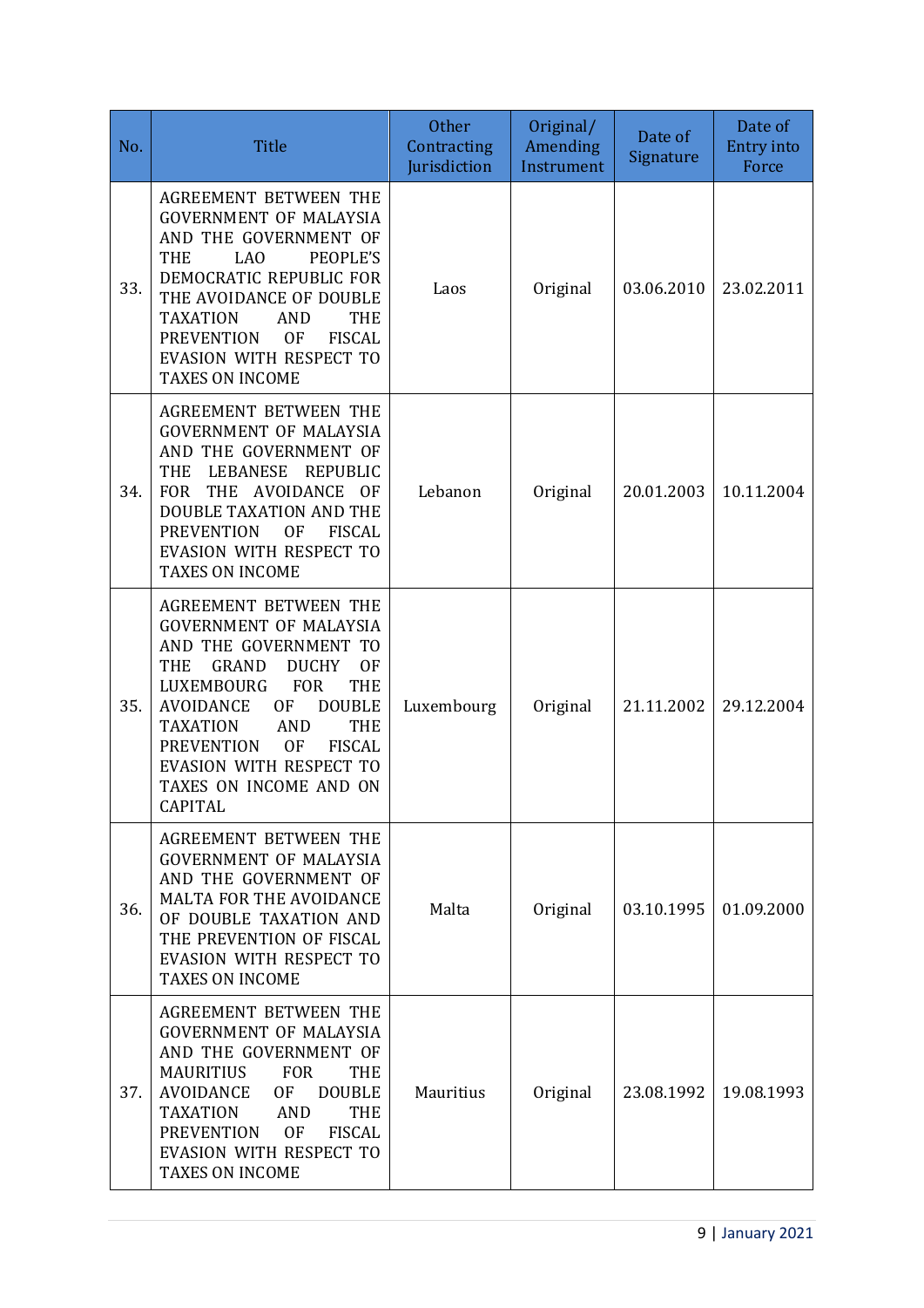| No. | Title | Other Contracting Jurisdiction | Original/ Amending Instrument | Date of Signature | Date of Entry into Force |
|---|---|---|---|---|---|
| 33. | AGREEMENT BETWEEN THE GOVERNMENT OF MALAYSIA AND THE GOVERNMENT OF THE LAO PEOPLE'S DEMOCRATIC REPUBLIC FOR THE AVOIDANCE OF DOUBLE TAXATION AND THE PREVENTION OF FISCAL EVASION WITH RESPECT TO TAXES ON INCOME | Laos | Original | 03.06.2010 | 23.02.2011 |
| 34. | AGREEMENT BETWEEN THE GOVERNMENT OF MALAYSIA AND THE GOVERNMENT OF THE LEBANESE REPUBLIC FOR THE AVOIDANCE OF DOUBLE TAXATION AND THE PREVENTION OF FISCAL EVASION WITH RESPECT TO TAXES ON INCOME | Lebanon | Original | 20.01.2003 | 10.11.2004 |
| 35. | AGREEMENT BETWEEN THE GOVERNMENT OF MALAYSIA AND THE GOVERNMENT TO THE GRAND DUCHY OF LUXEMBOURG FOR THE AVOIDANCE OF DOUBLE TAXATION AND THE PREVENTION OF FISCAL EVASION WITH RESPECT TO TAXES ON INCOME AND ON CAPITAL | Luxembourg | Original | 21.11.2002 | 29.12.2004 |
| 36. | AGREEMENT BETWEEN THE GOVERNMENT OF MALAYSIA AND THE GOVERNMENT OF MALTA FOR THE AVOIDANCE OF DOUBLE TAXATION AND THE PREVENTION OF FISCAL EVASION WITH RESPECT TO TAXES ON INCOME | Malta | Original | 03.10.1995 | 01.09.2000 |
| 37. | AGREEMENT BETWEEN THE GOVERNMENT OF MALAYSIA AND THE GOVERNMENT OF MAURITIUS FOR THE AVOIDANCE OF DOUBLE TAXATION AND THE PREVENTION OF FISCAL EVASION WITH RESPECT TO TAXES ON INCOME | Mauritius | Original | 23.08.1992 | 19.08.1993 |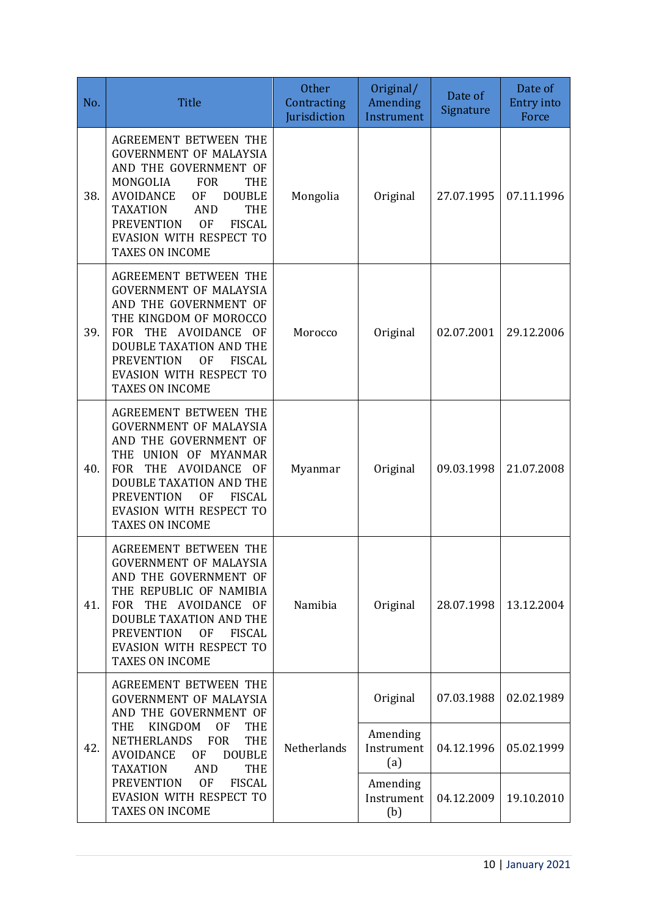| No. | Title | Other Contracting Jurisdiction | Original/ Amending Instrument | Date of Signature | Date of Entry into Force |
|---|---|---|---|---|---|
| 38. | AGREEMENT BETWEEN THE GOVERNMENT OF MALAYSIA AND THE GOVERNMENT OF MONGOLIA FOR THE AVOIDANCE OF DOUBLE TAXATION AND THE PREVENTION OF FISCAL EVASION WITH RESPECT TO TAXES ON INCOME | Mongolia | Original | 27.07.1995 | 07.11.1996 |
| 39. | AGREEMENT BETWEEN THE GOVERNMENT OF MALAYSIA AND THE GOVERNMENT OF THE KINGDOM OF MOROCCO FOR THE AVOIDANCE OF DOUBLE TAXATION AND THE PREVENTION OF FISCAL EVASION WITH RESPECT TO TAXES ON INCOME | Morocco | Original | 02.07.2001 | 29.12.2006 |
| 40. | AGREEMENT BETWEEN THE GOVERNMENT OF MALAYSIA AND THE GOVERNMENT OF THE UNION OF MYANMAR FOR THE AVOIDANCE OF DOUBLE TAXATION AND THE PREVENTION OF FISCAL EVASION WITH RESPECT TO TAXES ON INCOME | Myanmar | Original | 09.03.1998 | 21.07.2008 |
| 41. | AGREEMENT BETWEEN THE GOVERNMENT OF MALAYSIA AND THE GOVERNMENT OF THE REPUBLIC OF NAMIBIA FOR THE AVOIDANCE OF DOUBLE TAXATION AND THE PREVENTION OF FISCAL EVASION WITH RESPECT TO TAXES ON INCOME | Namibia | Original | 28.07.1998 | 13.12.2004 |
| 42. | AGREEMENT BETWEEN THE GOVERNMENT OF MALAYSIA AND THE GOVERNMENT OF THE KINGDOM OF THE NETHERLANDS FOR THE AVOIDANCE OF DOUBLE TAXATION AND THE PREVENTION OF FISCAL EVASION WITH RESPECT TO TAXES ON INCOME | Netherlands | Original | 07.03.1988 | 02.02.1989 |
| | | | Amending Instrument (a) | 04.12.1996 | 05.02.1999 |
| | | | Amending Instrument (b) | 04.12.2009 | 19.10.2010 |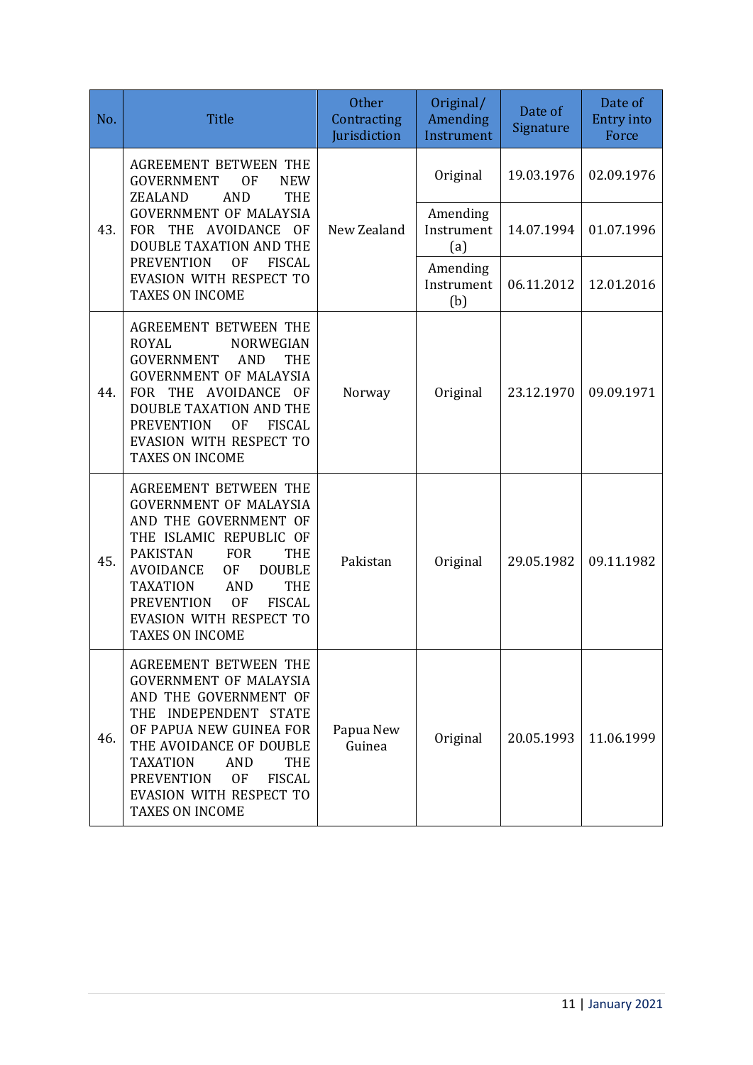| No. | Title | Other Contracting Jurisdiction | Original/ Amending Instrument | Date of Signature | Date of Entry into Force |
|---|---|---|---|---|---|
| 43. | AGREEMENT BETWEEN THE GOVERNMENT OF NEW ZEALAND AND THE GOVERNMENT OF MALAYSIA FOR THE AVOIDANCE OF DOUBLE TAXATION AND THE PREVENTION OF FISCAL EVASION WITH RESPECT TO TAXES ON INCOME | New Zealand | Original | 19.03.1976 | 02.09.1976 |
| | | | Amending Instrument (a) | 14.07.1994 | 01.07.1996 |
| | | | Amending Instrument (b) | 06.11.2012 | 12.01.2016 |
| 44. | AGREEMENT BETWEEN THE ROYAL NORWEGIAN GOVERNMENT AND THE GOVERNMENT OF MALAYSIA FOR THE AVOIDANCE OF DOUBLE TAXATION AND THE PREVENTION OF FISCAL EVASION WITH RESPECT TO TAXES ON INCOME | Norway | Original | 23.12.1970 | 09.09.1971 |
| 45. | AGREEMENT BETWEEN THE GOVERNMENT OF MALAYSIA AND THE GOVERNMENT OF THE ISLAMIC REPUBLIC OF PAKISTAN FOR THE AVOIDANCE OF DOUBLE TAXATION AND THE PREVENTION OF FISCAL EVASION WITH RESPECT TO TAXES ON INCOME | Pakistan | Original | 29.05.1982 | 09.11.1982 |
| 46. | AGREEMENT BETWEEN THE GOVERNMENT OF MALAYSIA AND THE GOVERNMENT OF THE INDEPENDENT STATE OF PAPUA NEW GUINEA FOR THE AVOIDANCE OF DOUBLE TAXATION AND THE PREVENTION OF FISCAL EVASION WITH RESPECT TO TAXES ON INCOME | Papua New Guinea | Original | 20.05.1993 | 11.06.1999 |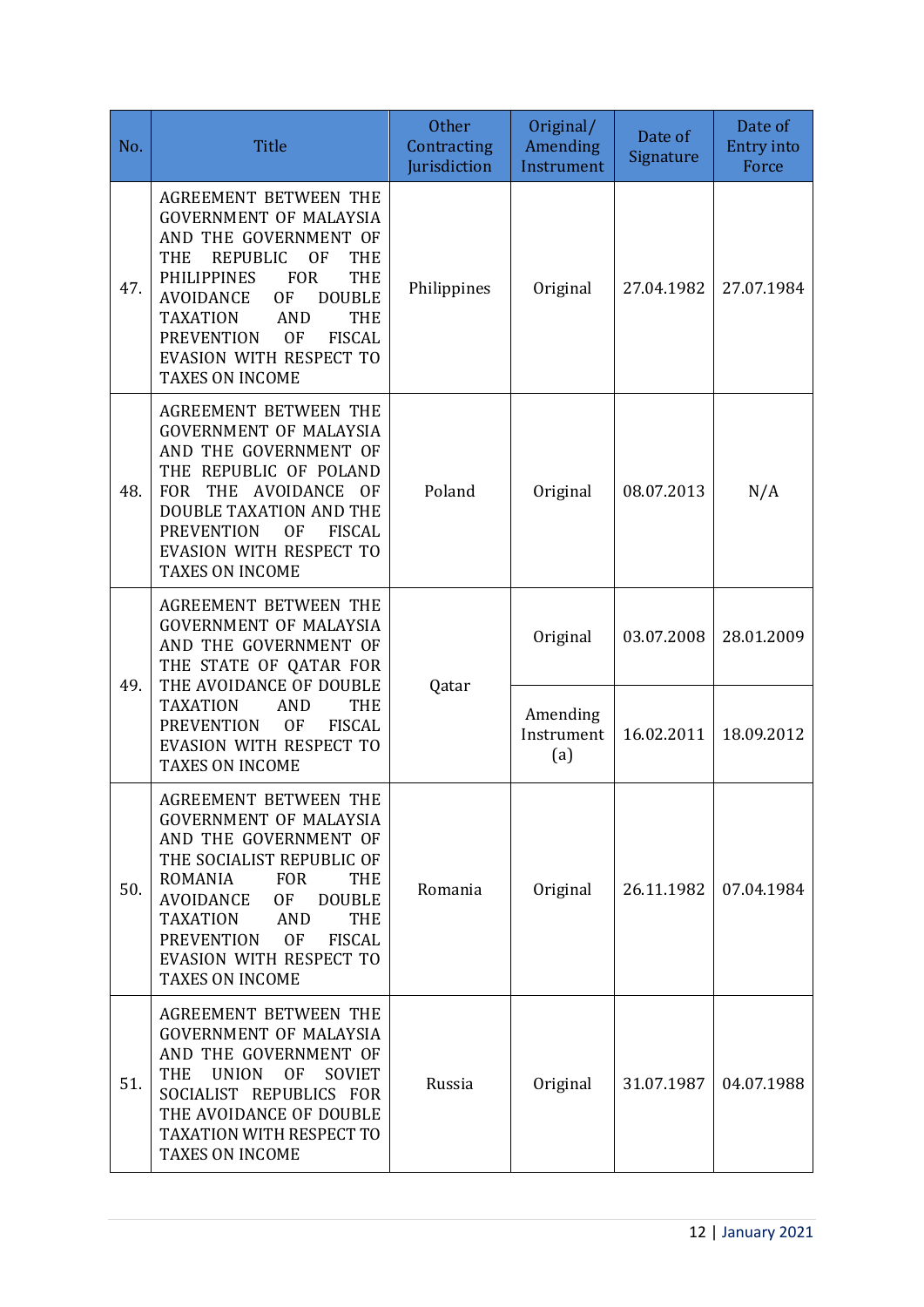| No. | Title | Other Contracting Jurisdiction | Original/ Amending Instrument | Date of Signature | Date of Entry into Force |
|---|---|---|---|---|---|
| 47. | AGREEMENT BETWEEN THE GOVERNMENT OF MALAYSIA AND THE GOVERNMENT OF THE REPUBLIC OF THE PHILIPPINES FOR THE AVOIDANCE OF DOUBLE TAXATION AND THE PREVENTION OF FISCAL EVASION WITH RESPECT TO TAXES ON INCOME | Philippines | Original | 27.04.1982 | 27.07.1984 |
| 48. | AGREEMENT BETWEEN THE GOVERNMENT OF MALAYSIA AND THE GOVERNMENT OF THE REPUBLIC OF POLAND FOR THE AVOIDANCE OF DOUBLE TAXATION AND THE PREVENTION OF FISCAL EVASION WITH RESPECT TO TAXES ON INCOME | Poland | Original | 08.07.2013 | N/A |
| 49. | AGREEMENT BETWEEN THE GOVERNMENT OF MALAYSIA AND THE GOVERNMENT OF THE STATE OF QATAR FOR THE AVOIDANCE OF DOUBLE TAXATION AND THE PREVENTION OF FISCAL EVASION WITH RESPECT TO TAXES ON INCOME | Qatar | Original | 03.07.2008 | 28.01.2009 |
| | | | Amending Instrument (a) | 16.02.2011 | 18.09.2012 |
| 50. | AGREEMENT BETWEEN THE GOVERNMENT OF MALAYSIA AND THE GOVERNMENT OF THE SOCIALIST REPUBLIC OF ROMANIA FOR THE AVOIDANCE OF DOUBLE TAXATION AND THE PREVENTION OF FISCAL EVASION WITH RESPECT TO TAXES ON INCOME | Romania | Original | 26.11.1982 | 07.04.1984 |
| 51. | AGREEMENT BETWEEN THE GOVERNMENT OF MALAYSIA AND THE GOVERNMENT OF THE UNION OF SOVIET SOCIALIST REPUBLICS FOR THE AVOIDANCE OF DOUBLE TAXATION WITH RESPECT TO TAXES ON INCOME | Russia | Original | 31.07.1987 | 04.07.1988 |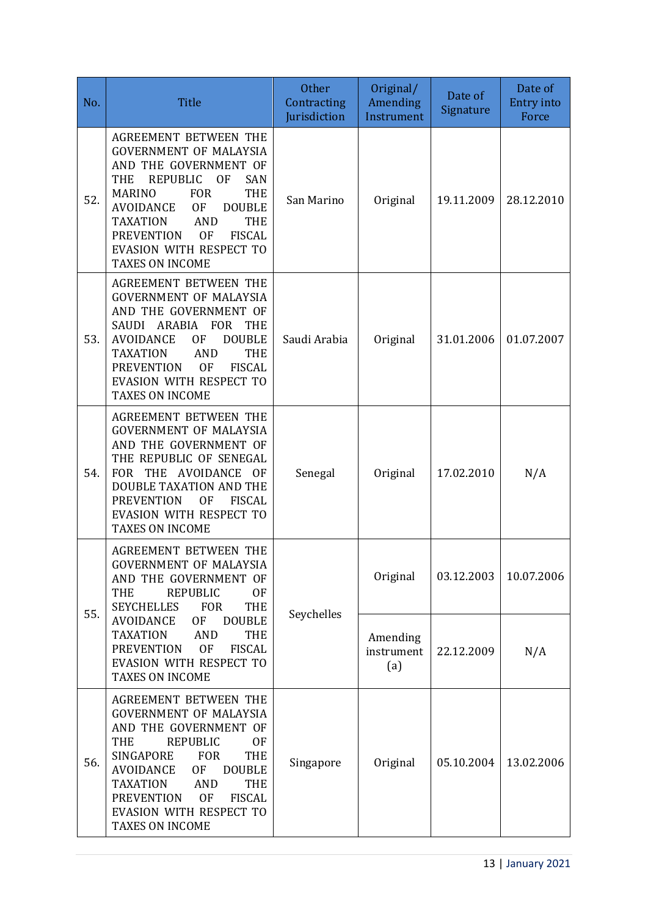| No. | Title | Other Contracting Jurisdiction | Original/ Amending Instrument | Date of Signature | Date of Entry into Force |
|---|---|---|---|---|---|
| 52. | AGREEMENT BETWEEN THE GOVERNMENT OF MALAYSIA AND THE GOVERNMENT OF THE REPUBLIC OF SAN MARINO FOR THE AVOIDANCE OF DOUBLE TAXATION AND THE PREVENTION OF FISCAL EVASION WITH RESPECT TO TAXES ON INCOME | San Marino | Original | 19.11.2009 | 28.12.2010 |
| 53. | AGREEMENT BETWEEN THE GOVERNMENT OF MALAYSIA AND THE GOVERNMENT OF SAUDI ARABIA FOR THE AVOIDANCE OF DOUBLE TAXATION AND THE PREVENTION OF FISCAL EVASION WITH RESPECT TO TAXES ON INCOME | Saudi Arabia | Original | 31.01.2006 | 01.07.2007 |
| 54. | AGREEMENT BETWEEN THE GOVERNMENT OF MALAYSIA AND THE GOVERNMENT OF THE REPUBLIC OF SENEGAL FOR THE AVOIDANCE OF DOUBLE TAXATION AND THE PREVENTION OF FISCAL EVASION WITH RESPECT TO TAXES ON INCOME | Senegal | Original | 17.02.2010 | N/A |
| 55. | AGREEMENT BETWEEN THE GOVERNMENT OF MALAYSIA AND THE GOVERNMENT OF THE REPUBLIC OF SEYCHELLES FOR THE AVOIDANCE OF DOUBLE TAXATION AND THE PREVENTION OF FISCAL EVASION WITH RESPECT TO TAXES ON INCOME | Seychelles | Original | 03.12.2003 | 10.07.2006 |
| | | | Amending instrument (a) | 22.12.2009 | N/A |
| 56. | AGREEMENT BETWEEN THE GOVERNMENT OF MALAYSIA AND THE GOVERNMENT OF THE REPUBLIC OF SINGAPORE FOR THE AVOIDANCE OF DOUBLE TAXATION AND THE PREVENTION OF FISCAL EVASION WITH RESPECT TO TAXES ON INCOME | Singapore | Original | 05.10.2004 | 13.02.2006 |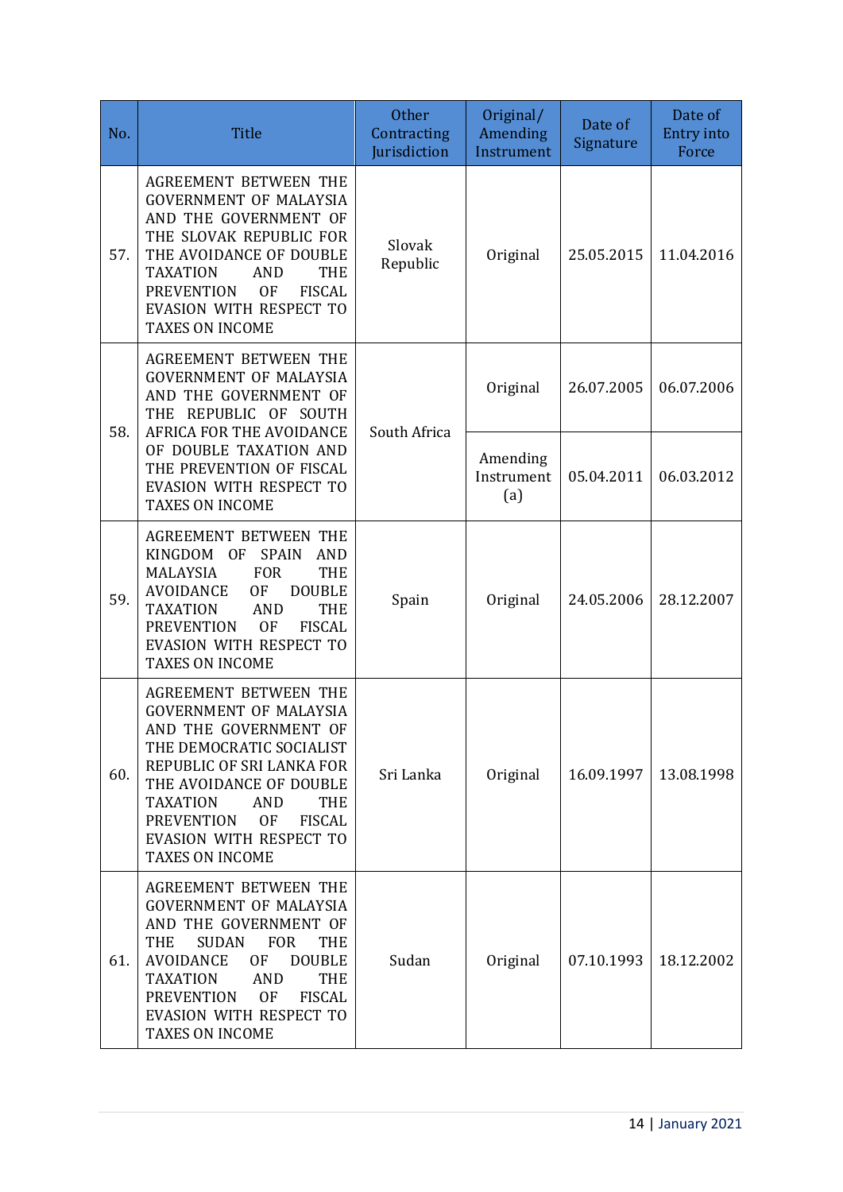| No. | Title | Other Contracting Jurisdiction | Original/ Amending Instrument | Date of Signature | Date of Entry into Force |
|---|---|---|---|---|---|
| 57. | AGREEMENT BETWEEN THE GOVERNMENT OF MALAYSIA AND THE GOVERNMENT OF THE SLOVAK REPUBLIC FOR THE AVOIDANCE OF DOUBLE TAXATION AND THE PREVENTION OF FISCAL EVASION WITH RESPECT TO TAXES ON INCOME | Slovak Republic | Original | 25.05.2015 | 11.04.2016 |
| 58. | AGREEMENT BETWEEN THE GOVERNMENT OF MALAYSIA AND THE GOVERNMENT OF THE REPUBLIC OF SOUTH AFRICA FOR THE AVOIDANCE OF DOUBLE TAXATION AND THE PREVENTION OF FISCAL EVASION WITH RESPECT TO TAXES ON INCOME | South Africa | Original | 26.07.2005 | 06.07.2006 |
| | | | Amending Instrument (a) | 05.04.2011 | 06.03.2012 |
| 59. | AGREEMENT BETWEEN THE KINGDOM OF SPAIN AND MALAYSIA FOR THE AVOIDANCE OF DOUBLE TAXATION AND THE PREVENTION OF FISCAL EVASION WITH RESPECT TO TAXES ON INCOME | Spain | Original | 24.05.2006 | 28.12.2007 |
| 60. | AGREEMENT BETWEEN THE GOVERNMENT OF MALAYSIA AND THE GOVERNMENT OF THE DEMOCRATIC SOCIALIST REPUBLIC OF SRI LANKA FOR THE AVOIDANCE OF DOUBLE TAXATION AND THE PREVENTION OF FISCAL EVASION WITH RESPECT TO TAXES ON INCOME | Sri Lanka | Original | 16.09.1997 | 13.08.1998 |
| 61. | AGREEMENT BETWEEN THE GOVERNMENT OF MALAYSIA AND THE GOVERNMENT OF THE SUDAN FOR THE AVOIDANCE OF DOUBLE TAXATION AND THE PREVENTION OF FISCAL EVASION WITH RESPECT TO TAXES ON INCOME | Sudan | Original | 07.10.1993 | 18.12.2002 |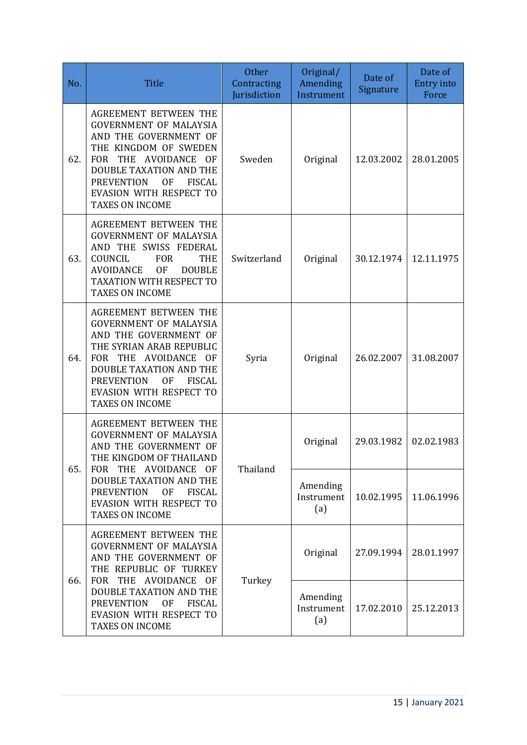| No. | Title | Other Contracting Jurisdiction | Original/ Amending Instrument | Date of Signature | Date of Entry into Force |
|---|---|---|---|---|---|
| 62. | AGREEMENT BETWEEN THE GOVERNMENT OF MALAYSIA AND THE GOVERNMENT OF THE KINGDOM OF SWEDEN FOR THE AVOIDANCE OF DOUBLE TAXATION AND THE PREVENTION OF FISCAL EVASION WITH RESPECT TO TAXES ON INCOME | Sweden | Original | 12.03.2002 | 28.01.2005 |
| 63. | AGREEMENT BETWEEN THE GOVERNMENT OF MALAYSIA AND THE SWISS FEDERAL COUNCIL FOR THE AVOIDANCE OF DOUBLE TAXATION WITH RESPECT TO TAXES ON INCOME | Switzerland | Original | 30.12.1974 | 12.11.1975 |
| 64. | AGREEMENT BETWEEN THE GOVERNMENT OF MALAYSIA AND THE GOVERNMENT OF THE SYRIAN ARAB REPUBLIC FOR THE AVOIDANCE OF DOUBLE TAXATION AND THE PREVENTION OF FISCAL EVASION WITH RESPECT TO TAXES ON INCOME | Syria | Original | 26.02.2007 | 31.08.2007 |
| 65. | AGREEMENT BETWEEN THE GOVERNMENT OF MALAYSIA AND THE GOVERNMENT OF THE KINGDOM OF THAILAND FOR THE AVOIDANCE OF DOUBLE TAXATION AND THE PREVENTION OF FISCAL EVASION WITH RESPECT TO TAXES ON INCOME | Thailand | Original | 29.03.1982 | 02.02.1983 |
| | | | Amending Instrument (a) | 10.02.1995 | 11.06.1996 |
| 66. | AGREEMENT BETWEEN THE GOVERNMENT OF MALAYSIA AND THE GOVERNMENT OF THE REPUBLIC OF TURKEY FOR THE AVOIDANCE OF DOUBLE TAXATION AND THE PREVENTION OF FISCAL EVASION WITH RESPECT TO TAXES ON INCOME | Turkey | Original | 27.09.1994 | 28.01.1997 |
| | | | Amending Instrument (a) | 17.02.2010 | 25.12.2013 |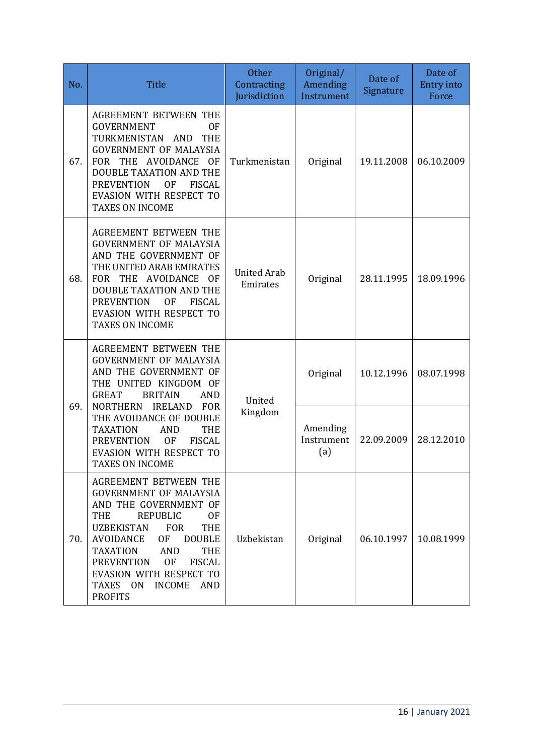| No. | Title | Other Contracting Jurisdiction | Original/ Amending Instrument | Date of Signature | Date of Entry into Force |
|---|---|---|---|---|---|
| 67. | AGREEMENT BETWEEN THE GOVERNMENT OF TURKMENISTAN AND THE GOVERNMENT OF MALAYSIA FOR THE AVOIDANCE OF DOUBLE TAXATION AND THE PREVENTION OF FISCAL EVASION WITH RESPECT TO TAXES ON INCOME | Turkmenistan | Original | 19.11.2008 | 06.10.2009 |
| 68. | AGREEMENT BETWEEN THE GOVERNMENT OF MALAYSIA AND THE GOVERNMENT OF THE UNITED ARAB EMIRATES FOR THE AVOIDANCE OF DOUBLE TAXATION AND THE PREVENTION OF FISCAL EVASION WITH RESPECT TO TAXES ON INCOME | United Arab Emirates | Original | 28.11.1995 | 18.09.1996 |
| 69. | AGREEMENT BETWEEN THE GOVERNMENT OF MALAYSIA AND THE GOVERNMENT OF THE UNITED KINGDOM OF GREAT BRITAIN AND NORTHERN IRELAND FOR THE AVOIDANCE OF DOUBLE TAXATION AND THE PREVENTION OF FISCAL EVASION WITH RESPECT TO TAXES ON INCOME | United Kingdom | Original | 10.12.1996 | 08.07.1998 |
| | | | Amending Instrument (a) | 22.09.2009 | 28.12.2010 |
| 70. | AGREEMENT BETWEEN THE GOVERNMENT OF MALAYSIA AND THE GOVERNMENT OF THE REPUBLIC OF UZBEKISTAN FOR THE AVOIDANCE OF DOUBLE TAXATION AND THE PREVENTION OF FISCAL EVASION WITH RESPECT TO TAXES ON INCOME AND PROFITS | Uzbekistan | Original | 06.10.1997 | 10.08.1999 |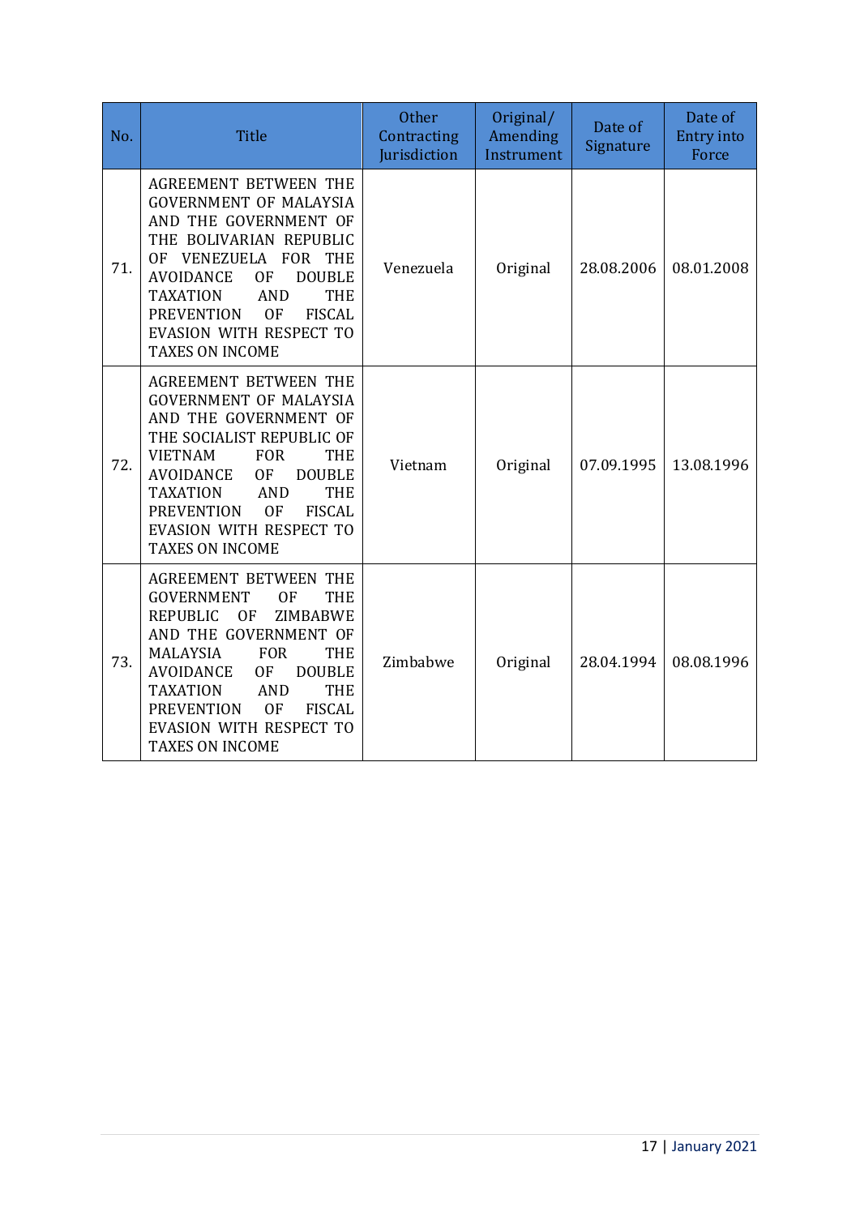| No. | Title | Other Contracting Jurisdiction | Original/ Amending Instrument | Date of Signature | Date of Entry into Force |
|---|---|---|---|---|---|
| 71. | AGREEMENT BETWEEN THE GOVERNMENT OF MALAYSIA AND THE GOVERNMENT OF THE BOLIVARIAN REPUBLIC OF VENEZUELA FOR THE AVOIDANCE OF DOUBLE TAXATION AND THE PREVENTION OF FISCAL EVASION WITH RESPECT TO TAXES ON INCOME | Venezuela | Original | 28.08.2006 | 08.01.2008 |
| 72. | AGREEMENT BETWEEN THE GOVERNMENT OF MALAYSIA AND THE GOVERNMENT OF THE SOCIALIST REPUBLIC OF VIETNAM FOR THE AVOIDANCE OF DOUBLE TAXATION AND THE PREVENTION OF FISCAL EVASION WITH RESPECT TO TAXES ON INCOME | Vietnam | Original | 07.09.1995 | 13.08.1996 |
| 73. | AGREEMENT BETWEEN THE GOVERNMENT OF THE REPUBLIC OF ZIMBABWE AND THE GOVERNMENT OF MALAYSIA FOR THE AVOIDANCE OF DOUBLE TAXATION AND THE PREVENTION OF FISCAL EVASION WITH RESPECT TO TAXES ON INCOME | Zimbabwe | Original | 28.04.1994 | 08.08.1996 |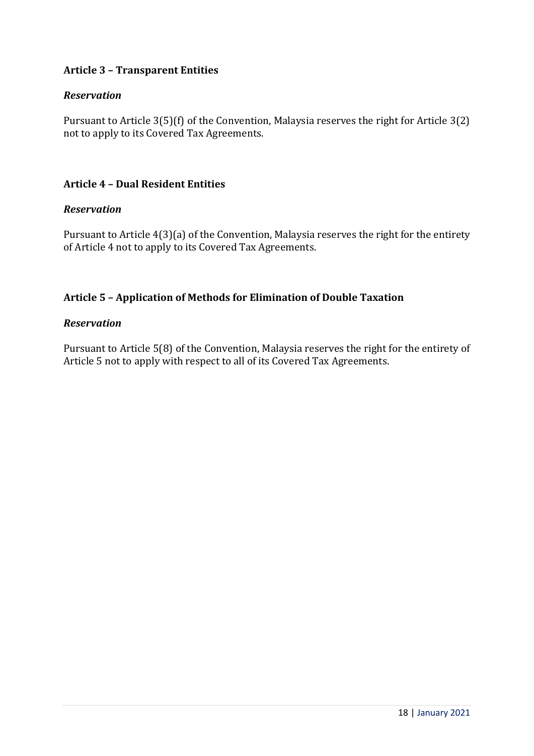## Article 3 – Transparent Entities

### *Reservation*

Pursuant to Article 3(5)(f) of the Convention, Malaysia reserves the right for Article 3(2) not to apply to its Covered Tax Agreements.

## Article 4 – Dual Resident Entities

### *Reservation*

Pursuant to Article 4(3)(a) of the Convention, Malaysia reserves the right for the entirety of Article 4 not to apply to its Covered Tax Agreements.

## Article 5 – Application of Methods for Elimination of Double Taxation

### *Reservation*

Pursuant to Article 5(8) of the Convention, Malaysia reserves the right for the entirety of Article 5 not to apply with respect to all of its Covered Tax Agreements.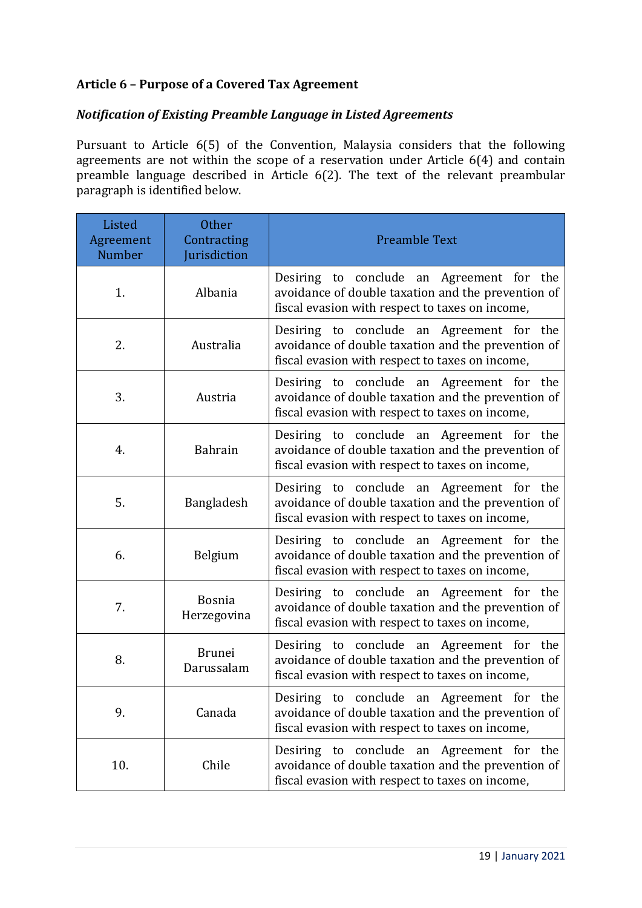**Article 6 – Purpose of a Covered Tax Agreement**

***Notification of Existing Preamble Language in Listed Agreements***

Pursuant to Article 6(5) of the Convention, Malaysia considers that the following agreements are not within the scope of a reservation under Article 6(4) and contain preamble language described in Article 6(2). The text of the relevant preambular paragraph is identified below.

| Listed Agreement Number | Other Contracting Jurisdiction | Preamble Text |
|---|---|---|
| 1. | Albania | Desiring to conclude an Agreement for the avoidance of double taxation and the prevention of fiscal evasion with respect to taxes on income, |
| 2. | Australia | Desiring to conclude an Agreement for the avoidance of double taxation and the prevention of fiscal evasion with respect to taxes on income, |
| 3. | Austria | Desiring to conclude an Agreement for the avoidance of double taxation and the prevention of fiscal evasion with respect to taxes on income, |
| 4. | Bahrain | Desiring to conclude an Agreement for the avoidance of double taxation and the prevention of fiscal evasion with respect to taxes on income, |
| 5. | Bangladesh | Desiring to conclude an Agreement for the avoidance of double taxation and the prevention of fiscal evasion with respect to taxes on income, |
| 6. | Belgium | Desiring to conclude an Agreement for the avoidance of double taxation and the prevention of fiscal evasion with respect to taxes on income, |
| 7. | Bosnia Herzegovina | Desiring to conclude an Agreement for the avoidance of double taxation and the prevention of fiscal evasion with respect to taxes on income, |
| 8. | Brunei Darussalam | Desiring to conclude an Agreement for the avoidance of double taxation and the prevention of fiscal evasion with respect to taxes on income, |
| 9. | Canada | Desiring to conclude an Agreement for the avoidance of double taxation and the prevention of fiscal evasion with respect to taxes on income, |
| 10. | Chile | Desiring to conclude an Agreement for the avoidance of double taxation and the prevention of fiscal evasion with respect to taxes on income, |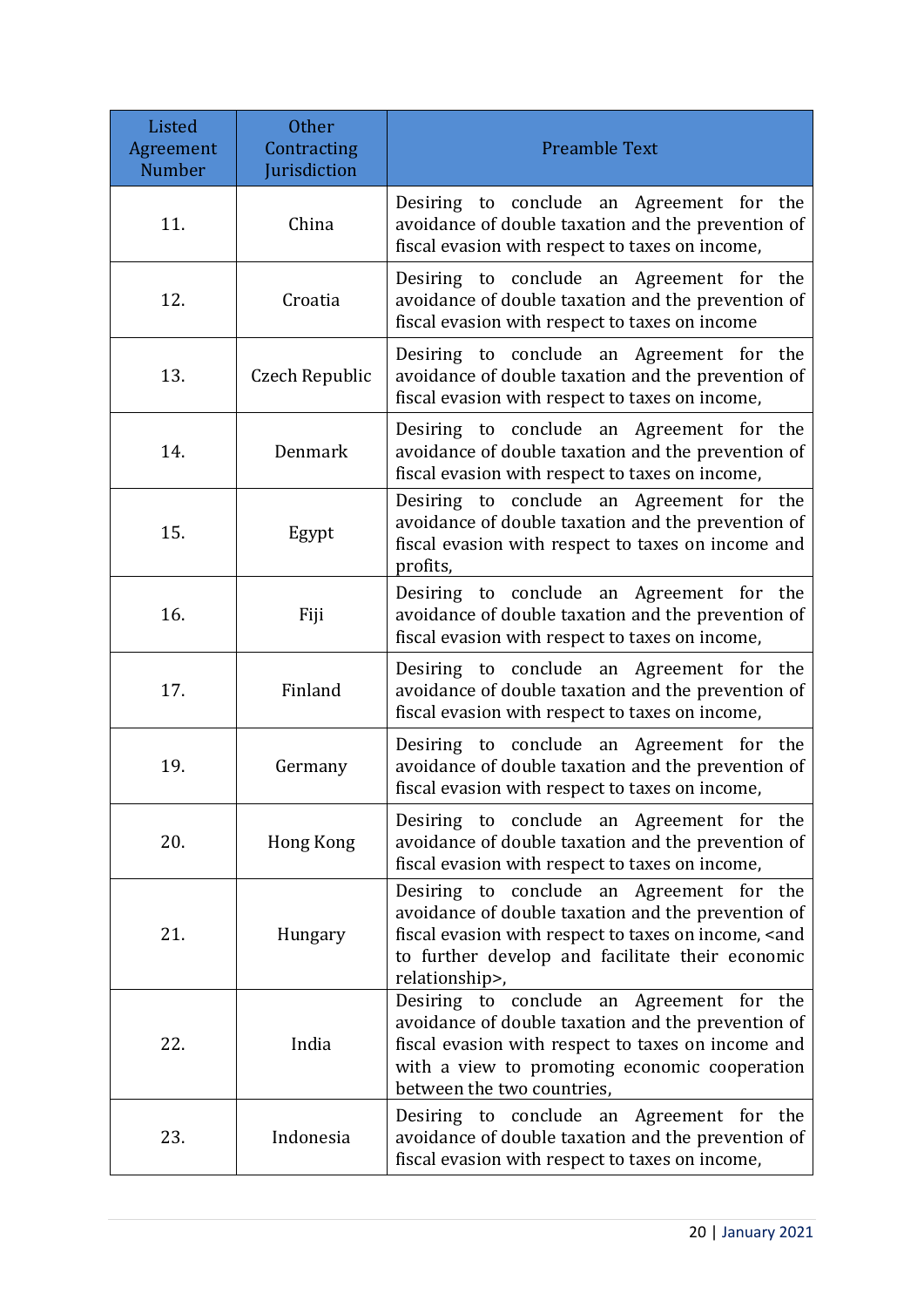| Listed Agreement Number | Other Contracting Jurisdiction | Preamble Text |
|---|---|---|
| 11. | China | Desiring to conclude an Agreement for the avoidance of double taxation and the prevention of fiscal evasion with respect to taxes on income, |
| 12. | Croatia | Desiring to conclude an Agreement for the avoidance of double taxation and the prevention of fiscal evasion with respect to taxes on income |
| 13. | Czech Republic | Desiring to conclude an Agreement for the avoidance of double taxation and the prevention of fiscal evasion with respect to taxes on income, |
| 14. | Denmark | Desiring to conclude an Agreement for the avoidance of double taxation and the prevention of fiscal evasion with respect to taxes on income, |
| 15. | Egypt | Desiring to conclude an Agreement for the avoidance of double taxation and the prevention of fiscal evasion with respect to taxes on income and profits, |
| 16. | Fiji | Desiring to conclude an Agreement for the avoidance of double taxation and the prevention of fiscal evasion with respect to taxes on income, |
| 17. | Finland | Desiring to conclude an Agreement for the avoidance of double taxation and the prevention of fiscal evasion with respect to taxes on income, |
| 19. | Germany | Desiring to conclude an Agreement for the avoidance of double taxation and the prevention of fiscal evasion with respect to taxes on income, |
| 20. | Hong Kong | Desiring to conclude an Agreement for the avoidance of double taxation and the prevention of fiscal evasion with respect to taxes on income, |
| 21. | Hungary | Desiring to conclude an Agreement for the avoidance of double taxation and the prevention of fiscal evasion with respect to taxes on income, <and to further develop and facilitate their economic relationship>, |
| 22. | India | Desiring to conclude an Agreement for the avoidance of double taxation and the prevention of fiscal evasion with respect to taxes on income and with a view to promoting economic cooperation between the two countries, |
| 23. | Indonesia | Desiring to conclude an Agreement for the avoidance of double taxation and the prevention of fiscal evasion with respect to taxes on income, |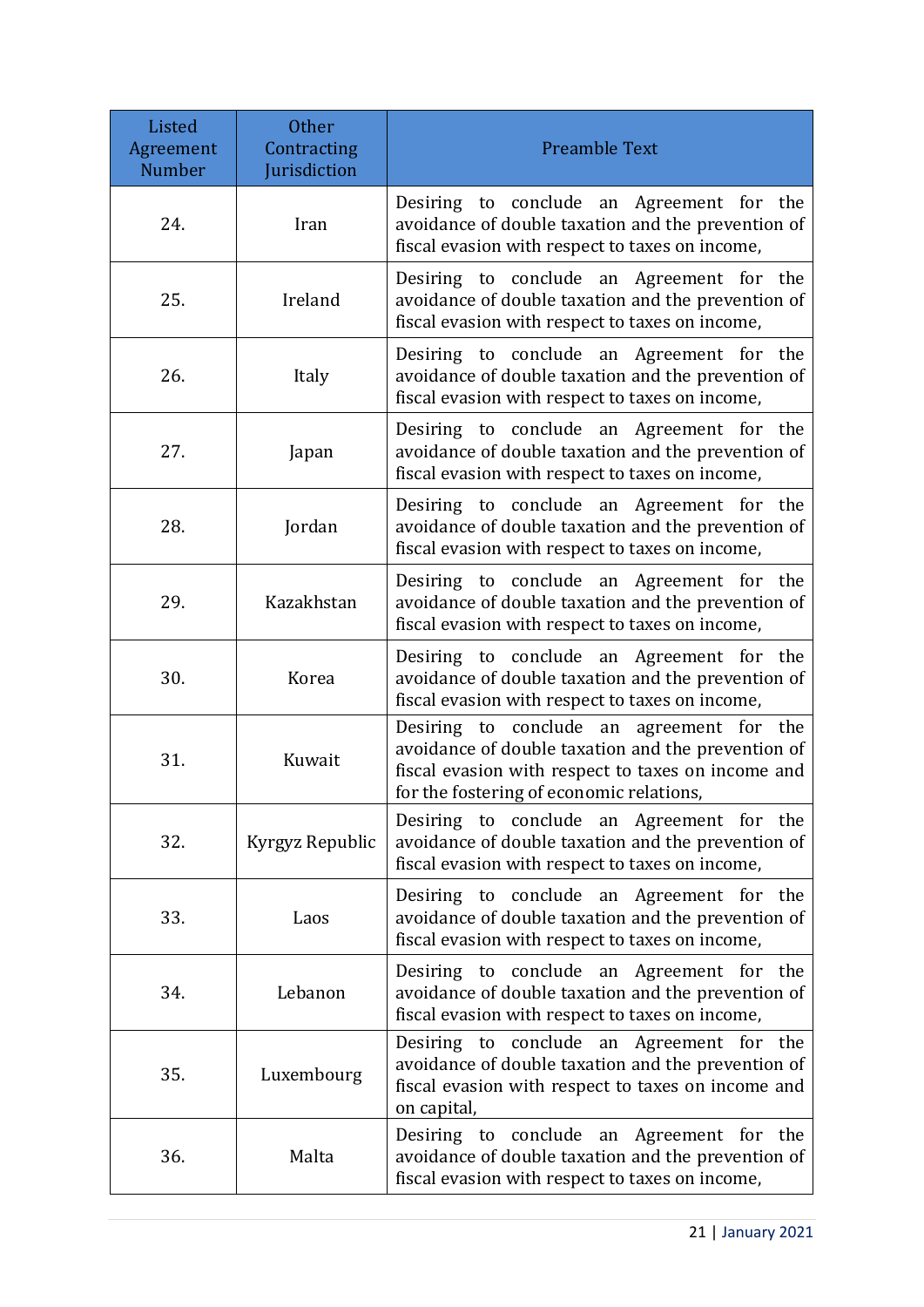| Listed Agreement Number | Other Contracting Jurisdiction | Preamble Text |
| --- | --- | --- |
| 24. | Iran | Desiring to conclude an Agreement for the avoidance of double taxation and the prevention of fiscal evasion with respect to taxes on income, |
| 25. | Ireland | Desiring to conclude an Agreement for the avoidance of double taxation and the prevention of fiscal evasion with respect to taxes on income, |
| 26. | Italy | Desiring to conclude an Agreement for the avoidance of double taxation and the prevention of fiscal evasion with respect to taxes on income, |
| 27. | Japan | Desiring to conclude an Agreement for the avoidance of double taxation and the prevention of fiscal evasion with respect to taxes on income, |
| 28. | Jordan | Desiring to conclude an Agreement for the avoidance of double taxation and the prevention of fiscal evasion with respect to taxes on income, |
| 29. | Kazakhstan | Desiring to conclude an Agreement for the avoidance of double taxation and the prevention of fiscal evasion with respect to taxes on income, |
| 30. | Korea | Desiring to conclude an Agreement for the avoidance of double taxation and the prevention of fiscal evasion with respect to taxes on income, |
| 31. | Kuwait | Desiring to conclude an agreement for the avoidance of double taxation and the prevention of fiscal evasion with respect to taxes on income and for the fostering of economic relations, |
| 32. | Kyrgyz Republic | Desiring to conclude an Agreement for the avoidance of double taxation and the prevention of fiscal evasion with respect to taxes on income, |
| 33. | Laos | Desiring to conclude an Agreement for the avoidance of double taxation and the prevention of fiscal evasion with respect to taxes on income, |
| 34. | Lebanon | Desiring to conclude an Agreement for the avoidance of double taxation and the prevention of fiscal evasion with respect to taxes on income, |
| 35. | Luxembourg | Desiring to conclude an Agreement for the avoidance of double taxation and the prevention of fiscal evasion with respect to taxes on income and on capital, |
| 36. | Malta | Desiring to conclude an Agreement for the avoidance of double taxation and the prevention of fiscal evasion with respect to taxes on income, |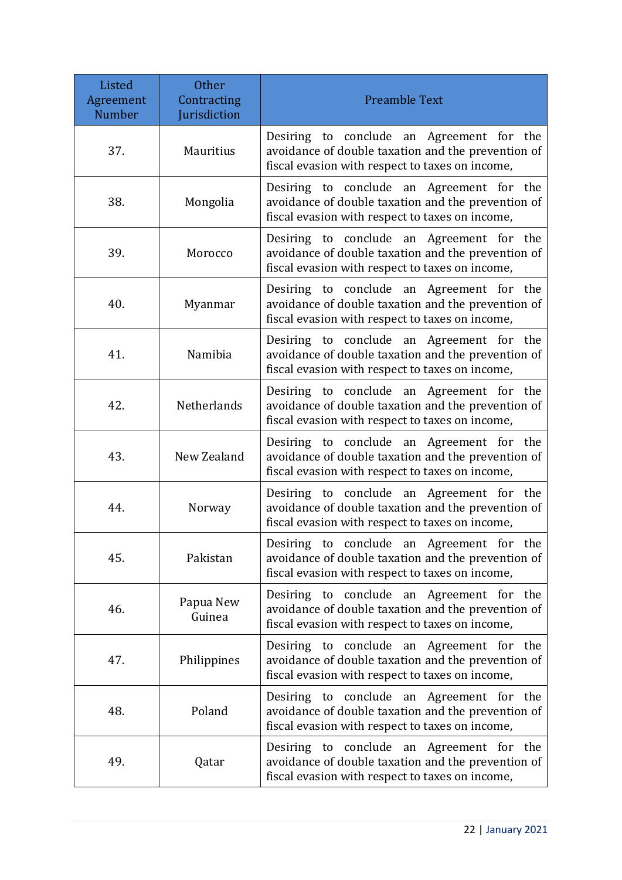| Listed Agreement Number | Other Contracting Jurisdiction | Preamble Text |
|---|---|---|
| 37. | Mauritius | Desiring to conclude an Agreement for the avoidance of double taxation and the prevention of fiscal evasion with respect to taxes on income, |
| 38. | Mongolia | Desiring to conclude an Agreement for the avoidance of double taxation and the prevention of fiscal evasion with respect to taxes on income, |
| 39. | Morocco | Desiring to conclude an Agreement for the avoidance of double taxation and the prevention of fiscal evasion with respect to taxes on income, |
| 40. | Myanmar | Desiring to conclude an Agreement for the avoidance of double taxation and the prevention of fiscal evasion with respect to taxes on income, |
| 41. | Namibia | Desiring to conclude an Agreement for the avoidance of double taxation and the prevention of fiscal evasion with respect to taxes on income, |
| 42. | Netherlands | Desiring to conclude an Agreement for the avoidance of double taxation and the prevention of fiscal evasion with respect to taxes on income, |
| 43. | New Zealand | Desiring to conclude an Agreement for the avoidance of double taxation and the prevention of fiscal evasion with respect to taxes on income, |
| 44. | Norway | Desiring to conclude an Agreement for the avoidance of double taxation and the prevention of fiscal evasion with respect to taxes on income, |
| 45. | Pakistan | Desiring to conclude an Agreement for the avoidance of double taxation and the prevention of fiscal evasion with respect to taxes on income, |
| 46. | Papua New Guinea | Desiring to conclude an Agreement for the avoidance of double taxation and the prevention of fiscal evasion with respect to taxes on income, |
| 47. | Philippines | Desiring to conclude an Agreement for the avoidance of double taxation and the prevention of fiscal evasion with respect to taxes on income, |
| 48. | Poland | Desiring to conclude an Agreement for the avoidance of double taxation and the prevention of fiscal evasion with respect to taxes on income, |
| 49. | Qatar | Desiring to conclude an Agreement for the avoidance of double taxation and the prevention of fiscal evasion with respect to taxes on income, |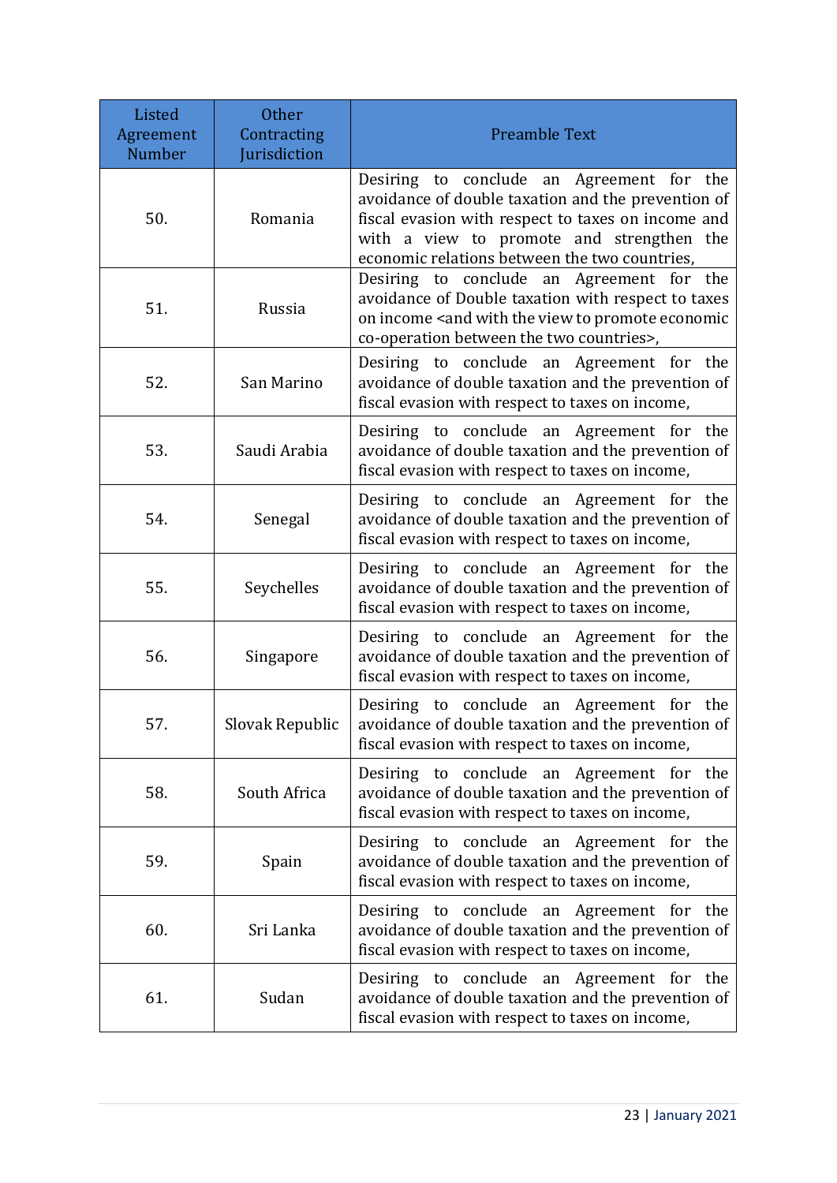| Listed Agreement Number | Other Contracting Jurisdiction | Preamble Text |
|---|---|---|
| 50. | Romania | Desiring to conclude an Agreement for the avoidance of double taxation and the prevention of fiscal evasion with respect to taxes on income and with a view to promote and strengthen the economic relations between the two countries, |
| 51. | Russia | Desiring to conclude an Agreement for the avoidance of Double taxation with respect to taxes on income <and with the view to promote economic co-operation between the two countries>, |
| 52. | San Marino | Desiring to conclude an Agreement for the avoidance of double taxation and the prevention of fiscal evasion with respect to taxes on income, |
| 53. | Saudi Arabia | Desiring to conclude an Agreement for the avoidance of double taxation and the prevention of fiscal evasion with respect to taxes on income, |
| 54. | Senegal | Desiring to conclude an Agreement for the avoidance of double taxation and the prevention of fiscal evasion with respect to taxes on income, |
| 55. | Seychelles | Desiring to conclude an Agreement for the avoidance of double taxation and the prevention of fiscal evasion with respect to taxes on income, |
| 56. | Singapore | Desiring to conclude an Agreement for the avoidance of double taxation and the prevention of fiscal evasion with respect to taxes on income, |
| 57. | Slovak Republic | Desiring to conclude an Agreement for the avoidance of double taxation and the prevention of fiscal evasion with respect to taxes on income, |
| 58. | South Africa | Desiring to conclude an Agreement for the avoidance of double taxation and the prevention of fiscal evasion with respect to taxes on income, |
| 59. | Spain | Desiring to conclude an Agreement for the avoidance of double taxation and the prevention of fiscal evasion with respect to taxes on income, |
| 60. | Sri Lanka | Desiring to conclude an Agreement for the avoidance of double taxation and the prevention of fiscal evasion with respect to taxes on income, |
| 61. | Sudan | Desiring to conclude an Agreement for the avoidance of double taxation and the prevention of fiscal evasion with respect to taxes on income, |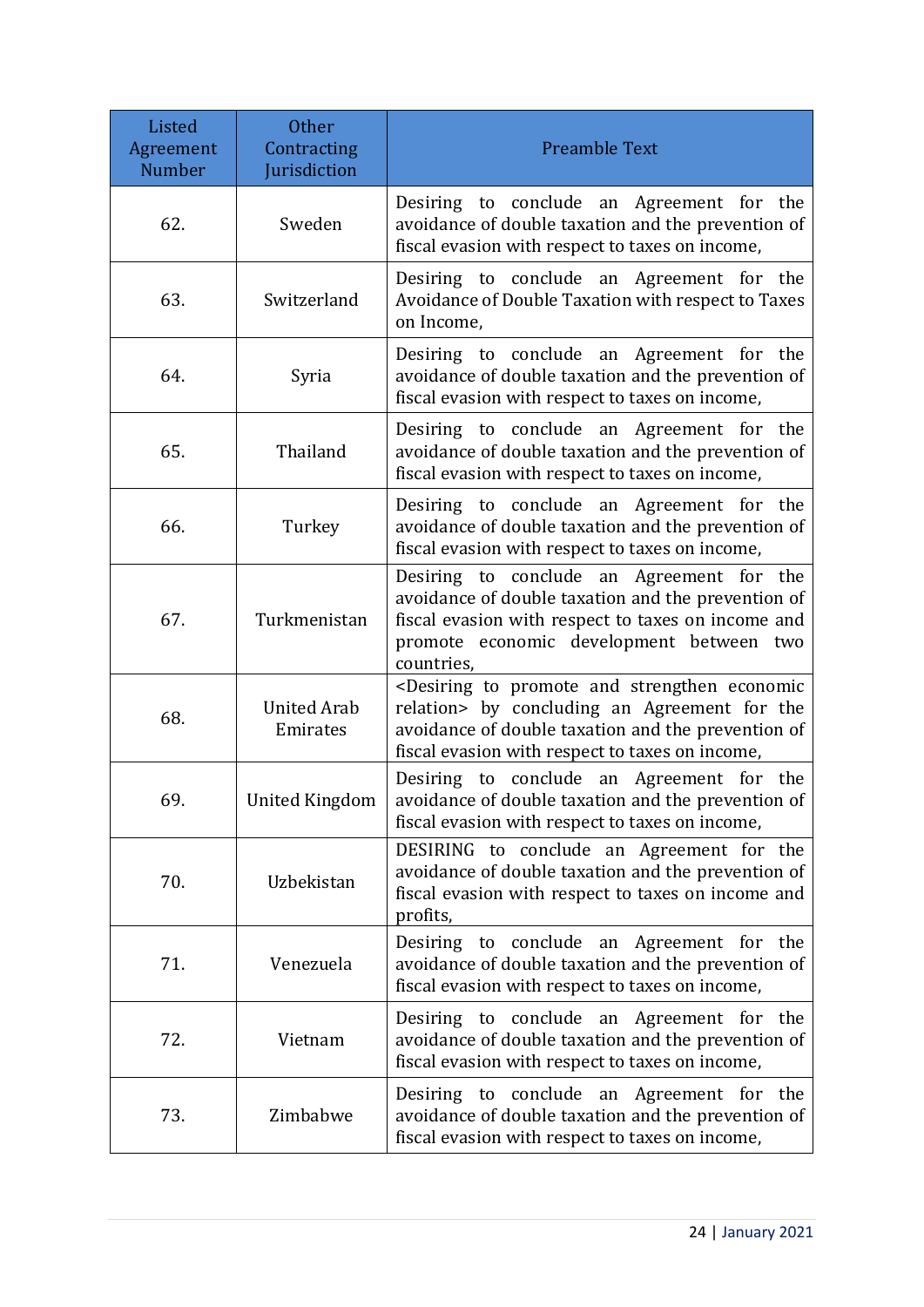| Listed Agreement Number | Other Contracting Jurisdiction | Preamble Text |
|---|---|---|
| 62. | Sweden | Desiring to conclude an Agreement for the avoidance of double taxation and the prevention of fiscal evasion with respect to taxes on income, |
| 63. | Switzerland | Desiring to conclude an Agreement for the Avoidance of Double Taxation with respect to Taxes on Income, |
| 64. | Syria | Desiring to conclude an Agreement for the avoidance of double taxation and the prevention of fiscal evasion with respect to taxes on income, |
| 65. | Thailand | Desiring to conclude an Agreement for the avoidance of double taxation and the prevention of fiscal evasion with respect to taxes on income, |
| 66. | Turkey | Desiring to conclude an Agreement for the avoidance of double taxation and the prevention of fiscal evasion with respect to taxes on income, |
| 67. | Turkmenistan | Desiring to conclude an Agreement for the avoidance of double taxation and the prevention of fiscal evasion with respect to taxes on income and promote economic development between two countries, |
| 68. | United Arab Emirates | <Desiring to promote and strengthen economic relation> by concluding an Agreement for the avoidance of double taxation and the prevention of fiscal evasion with respect to taxes on income, |
| 69. | United Kingdom | Desiring to conclude an Agreement for the avoidance of double taxation and the prevention of fiscal evasion with respect to taxes on income, |
| 70. | Uzbekistan | DESIRING to conclude an Agreement for the avoidance of double taxation and the prevention of fiscal evasion with respect to taxes on income and profits, |
| 71. | Venezuela | Desiring to conclude an Agreement for the avoidance of double taxation and the prevention of fiscal evasion with respect to taxes on income, |
| 72. | Vietnam | Desiring to conclude an Agreement for the avoidance of double taxation and the prevention of fiscal evasion with respect to taxes on income, |
| 73. | Zimbabwe | Desiring to conclude an Agreement for the avoidance of double taxation and the prevention of fiscal evasion with respect to taxes on income, |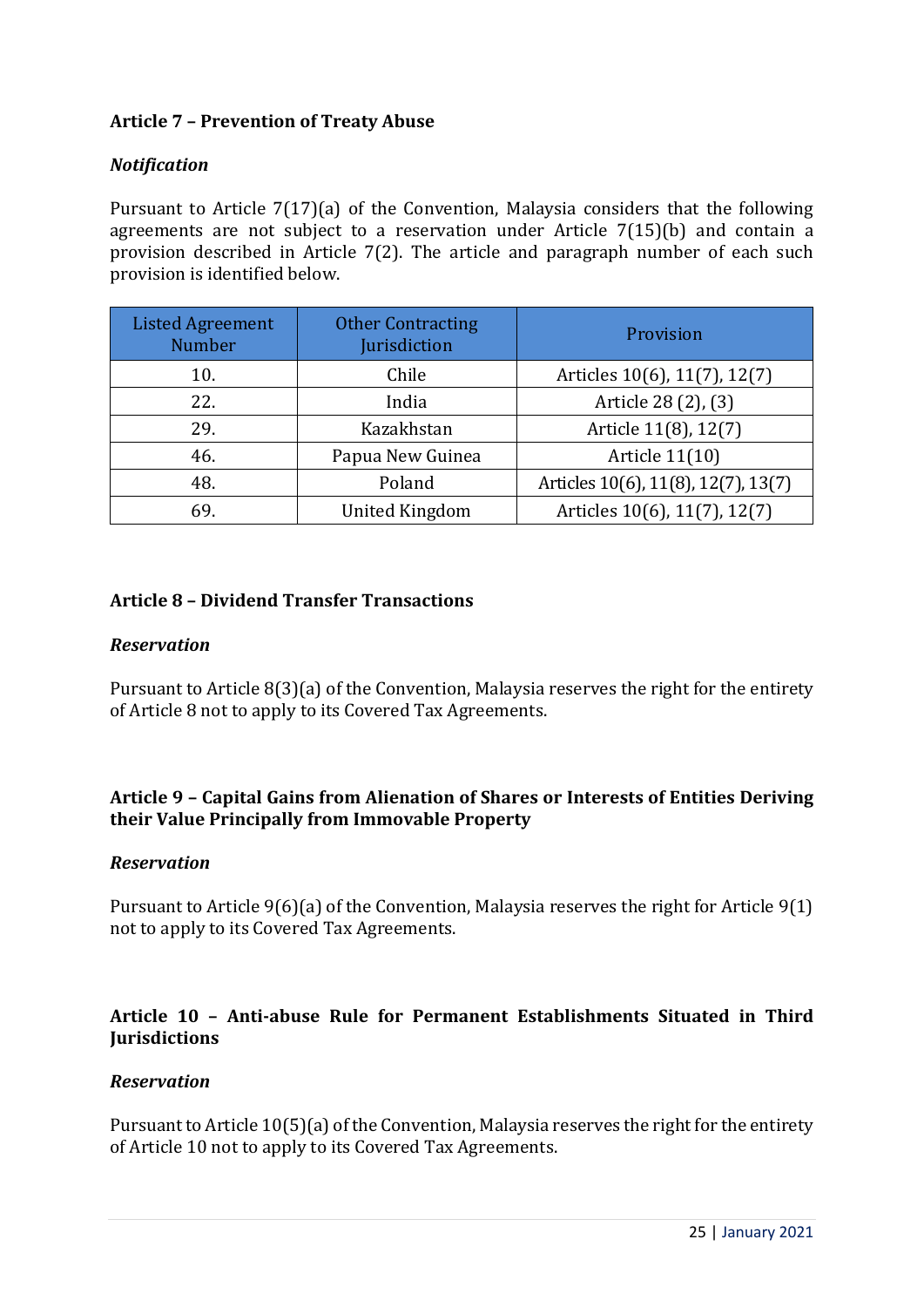### Article 7 – Prevention of Treaty Abuse

#### *Notification*

Pursuant to Article 7(17)(a) of the Convention, Malaysia considers that the following agreements are not subject to a reservation under Article 7(15)(b) and contain a provision described in Article 7(2). The article and paragraph number of each such provision is identified below.

| Listed Agreement Number | Other Contracting Jurisdiction | Provision |
|---|---|---|
| 10. | Chile | Articles 10(6), 11(7), 12(7) |
| 22. | India | Article 28 (2), (3) |
| 29. | Kazakhstan | Article 11(8), 12(7) |
| 46. | Papua New Guinea | Article 11(10) |
| 48. | Poland | Articles 10(6), 11(8), 12(7), 13(7) |
| 69. | United Kingdom | Articles 10(6), 11(7), 12(7) |

### Article 8 – Dividend Transfer Transactions

#### *Reservation*

Pursuant to Article 8(3)(a) of the Convention, Malaysia reserves the right for the entirety of Article 8 not to apply to its Covered Tax Agreements.

### Article 9 – Capital Gains from Alienation of Shares or Interests of Entities Deriving their Value Principally from Immovable Property

#### *Reservation*

Pursuant to Article 9(6)(a) of the Convention, Malaysia reserves the right for Article 9(1) not to apply to its Covered Tax Agreements.

### Article 10 – Anti-abuse Rule for Permanent Establishments Situated in Third Jurisdictions

#### *Reservation*

Pursuant to Article 10(5)(a) of the Convention, Malaysia reserves the right for the entirety of Article 10 not to apply to its Covered Tax Agreements.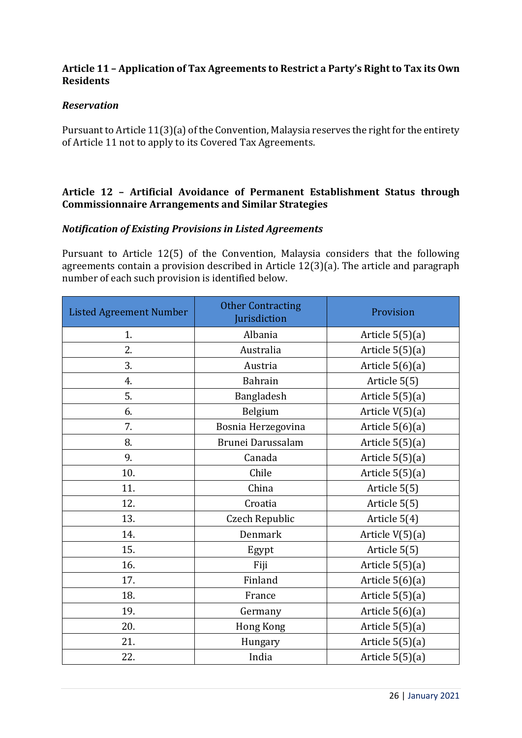**Article 11 – Application of Tax Agreements to Restrict a Party's Right to Tax its Own Residents**

***Reservation***

Pursuant to Article 11(3)(a) of the Convention, Malaysia reserves the right for the entirety of Article 11 not to apply to its Covered Tax Agreements.

**Article 12 – Artificial Avoidance of Permanent Establishment Status through Commissionnaire Arrangements and Similar Strategies**

***Notification of Existing Provisions in Listed Agreements***

Pursuant to Article 12(5) of the Convention, Malaysia considers that the following agreements contain a provision described in Article 12(3)(a). The article and paragraph number of each such provision is identified below.

| Listed Agreement Number | Other Contracting Jurisdiction | Provision |
|---|---|---|
| 1. | Albania | Article 5(5)(a) |
| 2. | Australia | Article 5(5)(a) |
| 3. | Austria | Article 5(6)(a) |
| 4. | Bahrain | Article 5(5) |
| 5. | Bangladesh | Article 5(5)(a) |
| 6. | Belgium | Article V(5)(a) |
| 7. | Bosnia Herzegovina | Article 5(6)(a) |
| 8. | Brunei Darussalam | Article 5(5)(a) |
| 9. | Canada | Article 5(5)(a) |
| 10. | Chile | Article 5(5)(a) |
| 11. | China | Article 5(5) |
| 12. | Croatia | Article 5(5) |
| 13. | Czech Republic | Article 5(4) |
| 14. | Denmark | Article V(5)(a) |
| 15. | Egypt | Article 5(5) |
| 16. | Fiji | Article 5(5)(a) |
| 17. | Finland | Article 5(6)(a) |
| 18. | France | Article 5(5)(a) |
| 19. | Germany | Article 5(6)(a) |
| 20. | Hong Kong | Article 5(5)(a) |
| 21. | Hungary | Article 5(5)(a) |
| 22. | India | Article 5(5)(a) |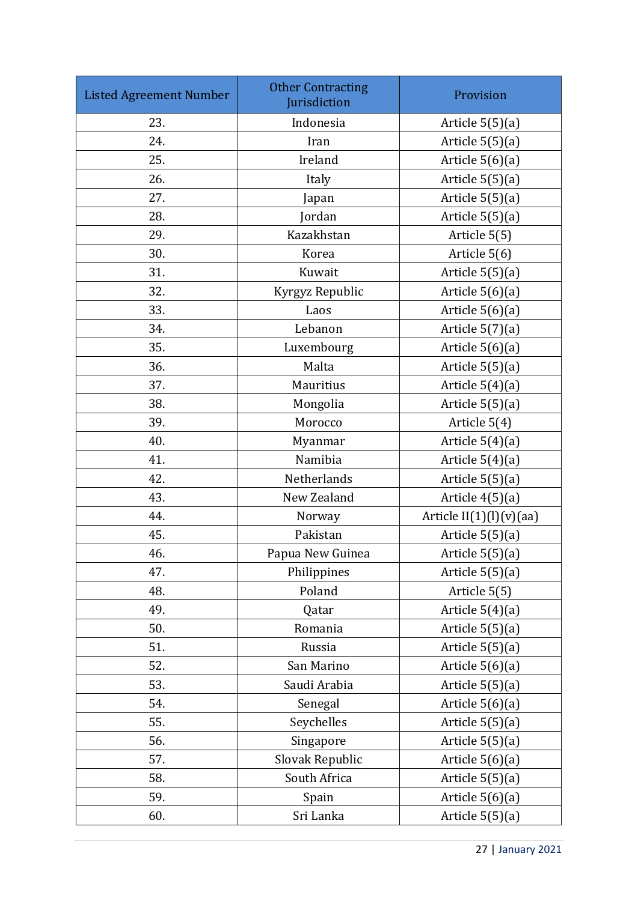| Listed Agreement Number | Other Contracting Jurisdiction | Provision |
|---|---|---|
| 23. | Indonesia | Article 5(5)(a) |
| 24. | Iran | Article 5(5)(a) |
| 25. | Ireland | Article 5(6)(a) |
| 26. | Italy | Article 5(5)(a) |
| 27. | Japan | Article 5(5)(a) |
| 28. | Jordan | Article 5(5)(a) |
| 29. | Kazakhstan | Article 5(5) |
| 30. | Korea | Article 5(6) |
| 31. | Kuwait | Article 5(5)(a) |
| 32. | Kyrgyz Republic | Article 5(6)(a) |
| 33. | Laos | Article 5(6)(a) |
| 34. | Lebanon | Article 5(7)(a) |
| 35. | Luxembourg | Article 5(6)(a) |
| 36. | Malta | Article 5(5)(a) |
| 37. | Mauritius | Article 5(4)(a) |
| 38. | Mongolia | Article 5(5)(a) |
| 39. | Morocco | Article 5(4) |
| 40. | Myanmar | Article 5(4)(a) |
| 41. | Namibia | Article 5(4)(a) |
| 42. | Netherlands | Article 5(5)(a) |
| 43. | New Zealand | Article 4(5)(a) |
| 44. | Norway | Article II(1)(l)(v)(aa) |
| 45. | Pakistan | Article 5(5)(a) |
| 46. | Papua New Guinea | Article 5(5)(a) |
| 47. | Philippines | Article 5(5)(a) |
| 48. | Poland | Article 5(5) |
| 49. | Qatar | Article 5(4)(a) |
| 50. | Romania | Article 5(5)(a) |
| 51. | Russia | Article 5(5)(a) |
| 52. | San Marino | Article 5(6)(a) |
| 53. | Saudi Arabia | Article 5(5)(a) |
| 54. | Senegal | Article 5(6)(a) |
| 55. | Seychelles | Article 5(5)(a) |
| 56. | Singapore | Article 5(5)(a) |
| 57. | Slovak Republic | Article 5(6)(a) |
| 58. | South Africa | Article 5(5)(a) |
| 59. | Spain | Article 5(6)(a) |
| 60. | Sri Lanka | Article 5(5)(a) |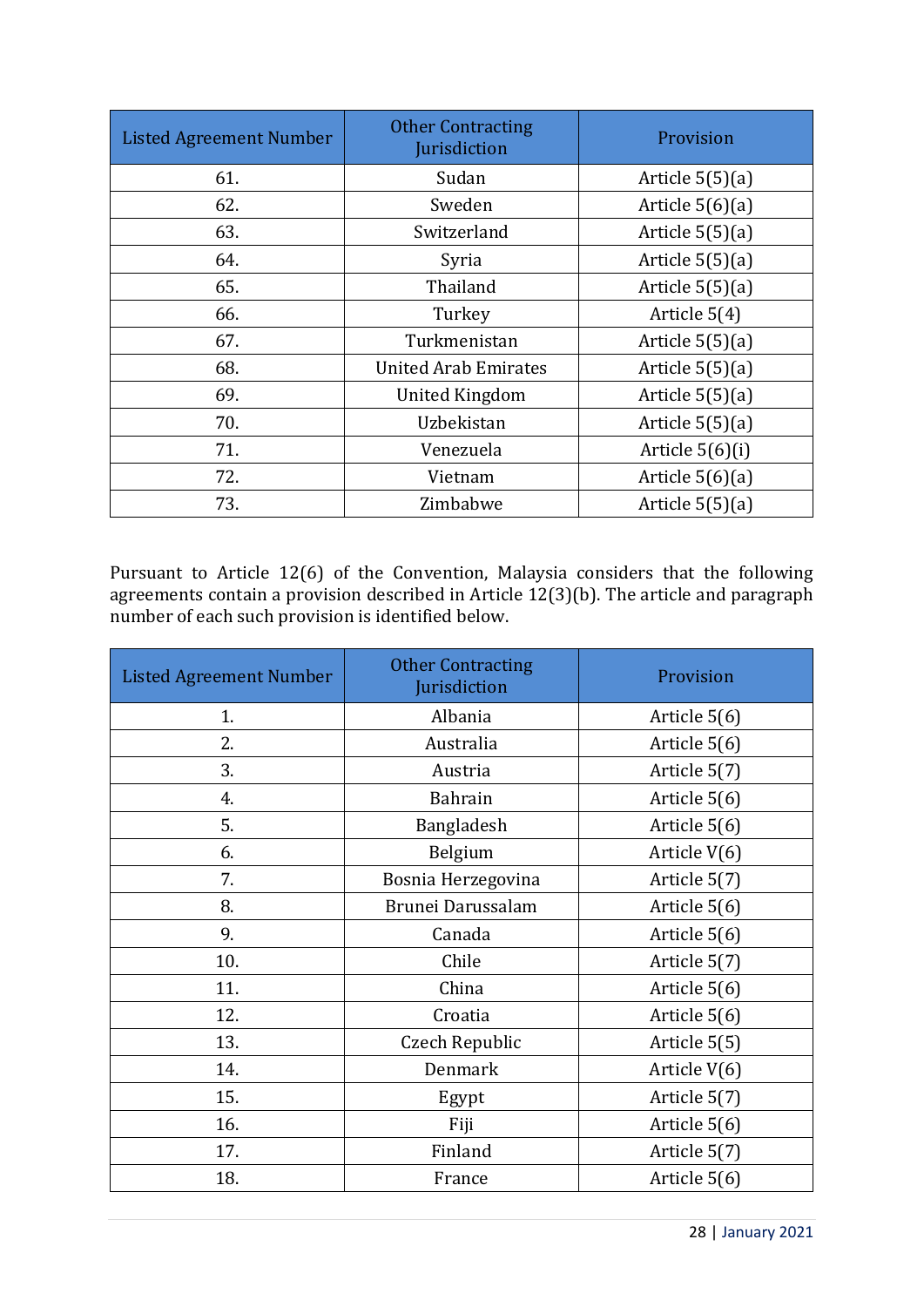| Listed Agreement Number | Other Contracting Jurisdiction | Provision |
| --- | --- | --- |
| 61. | Sudan | Article 5(5)(a) |
| 62. | Sweden | Article 5(6)(a) |
| 63. | Switzerland | Article 5(5)(a) |
| 64. | Syria | Article 5(5)(a) |
| 65. | Thailand | Article 5(5)(a) |
| 66. | Turkey | Article 5(4) |
| 67. | Turkmenistan | Article 5(5)(a) |
| 68. | United Arab Emirates | Article 5(5)(a) |
| 69. | United Kingdom | Article 5(5)(a) |
| 70. | Uzbekistan | Article 5(5)(a) |
| 71. | Venezuela | Article 5(6)(i) |
| 72. | Vietnam | Article 5(6)(a) |
| 73. | Zimbabwe | Article 5(5)(a) |

Pursuant to Article 12(6) of the Convention, Malaysia considers that the following agreements contain a provision described in Article 12(3)(b). The article and paragraph number of each such provision is identified below.

| Listed Agreement Number | Other Contracting Jurisdiction | Provision |
| --- | --- | --- |
| 1. | Albania | Article 5(6) |
| 2. | Australia | Article 5(6) |
| 3. | Austria | Article 5(7) |
| 4. | Bahrain | Article 5(6) |
| 5. | Bangladesh | Article 5(6) |
| 6. | Belgium | Article V(6) |
| 7. | Bosnia Herzegovina | Article 5(7) |
| 8. | Brunei Darussalam | Article 5(6) |
| 9. | Canada | Article 5(6) |
| 10. | Chile | Article 5(7) |
| 11. | China | Article 5(6) |
| 12. | Croatia | Article 5(6) |
| 13. | Czech Republic | Article 5(5) |
| 14. | Denmark | Article V(6) |
| 15. | Egypt | Article 5(7) |
| 16. | Fiji | Article 5(6) |
| 17. | Finland | Article 5(7) |
| 18. | France | Article 5(6) |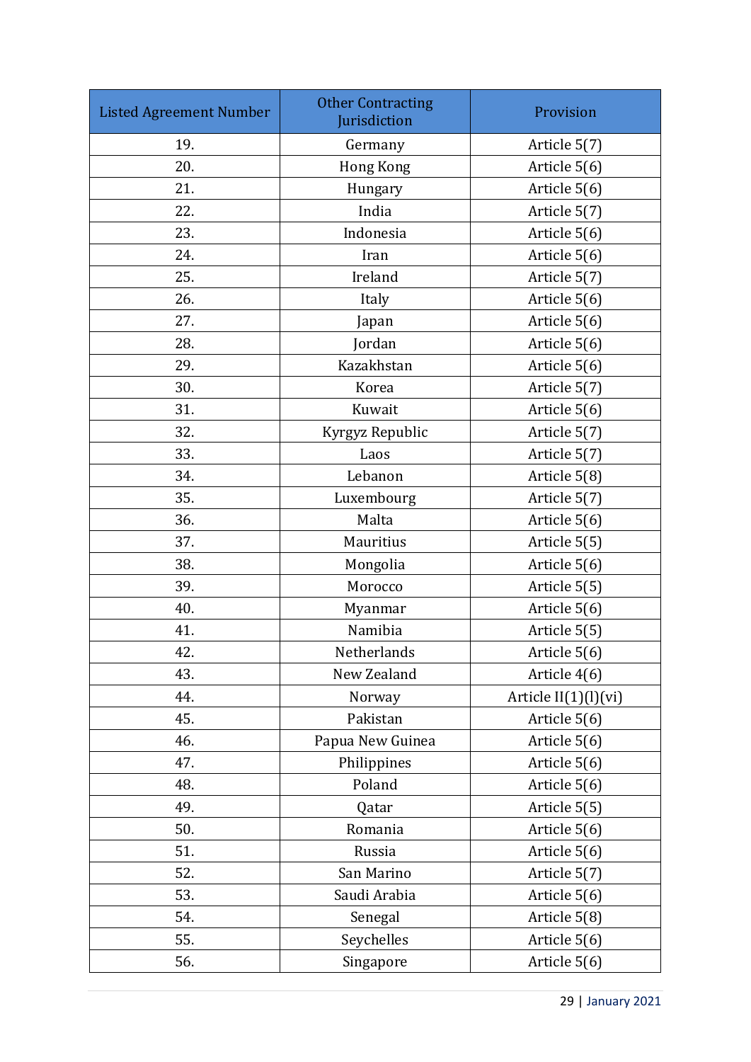| Listed Agreement Number | Other Contracting Jurisdiction | Provision |
|---|---|---|
| 19. | Germany | Article 5(7) |
| 20. | Hong Kong | Article 5(6) |
| 21. | Hungary | Article 5(6) |
| 22. | India | Article 5(7) |
| 23. | Indonesia | Article 5(6) |
| 24. | Iran | Article 5(6) |
| 25. | Ireland | Article 5(7) |
| 26. | Italy | Article 5(6) |
| 27. | Japan | Article 5(6) |
| 28. | Jordan | Article 5(6) |
| 29. | Kazakhstan | Article 5(6) |
| 30. | Korea | Article 5(7) |
| 31. | Kuwait | Article 5(6) |
| 32. | Kyrgyz Republic | Article 5(7) |
| 33. | Laos | Article 5(7) |
| 34. | Lebanon | Article 5(8) |
| 35. | Luxembourg | Article 5(7) |
| 36. | Malta | Article 5(6) |
| 37. | Mauritius | Article 5(5) |
| 38. | Mongolia | Article 5(6) |
| 39. | Morocco | Article 5(5) |
| 40. | Myanmar | Article 5(6) |
| 41. | Namibia | Article 5(5) |
| 42. | Netherlands | Article 5(6) |
| 43. | New Zealand | Article 4(6) |
| 44. | Norway | Article II(1)(l)(vi) |
| 45. | Pakistan | Article 5(6) |
| 46. | Papua New Guinea | Article 5(6) |
| 47. | Philippines | Article 5(6) |
| 48. | Poland | Article 5(6) |
| 49. | Qatar | Article 5(5) |
| 50. | Romania | Article 5(6) |
| 51. | Russia | Article 5(6) |
| 52. | San Marino | Article 5(7) |
| 53. | Saudi Arabia | Article 5(6) |
| 54. | Senegal | Article 5(8) |
| 55. | Seychelles | Article 5(6) |
| 56. | Singapore | Article 5(6) |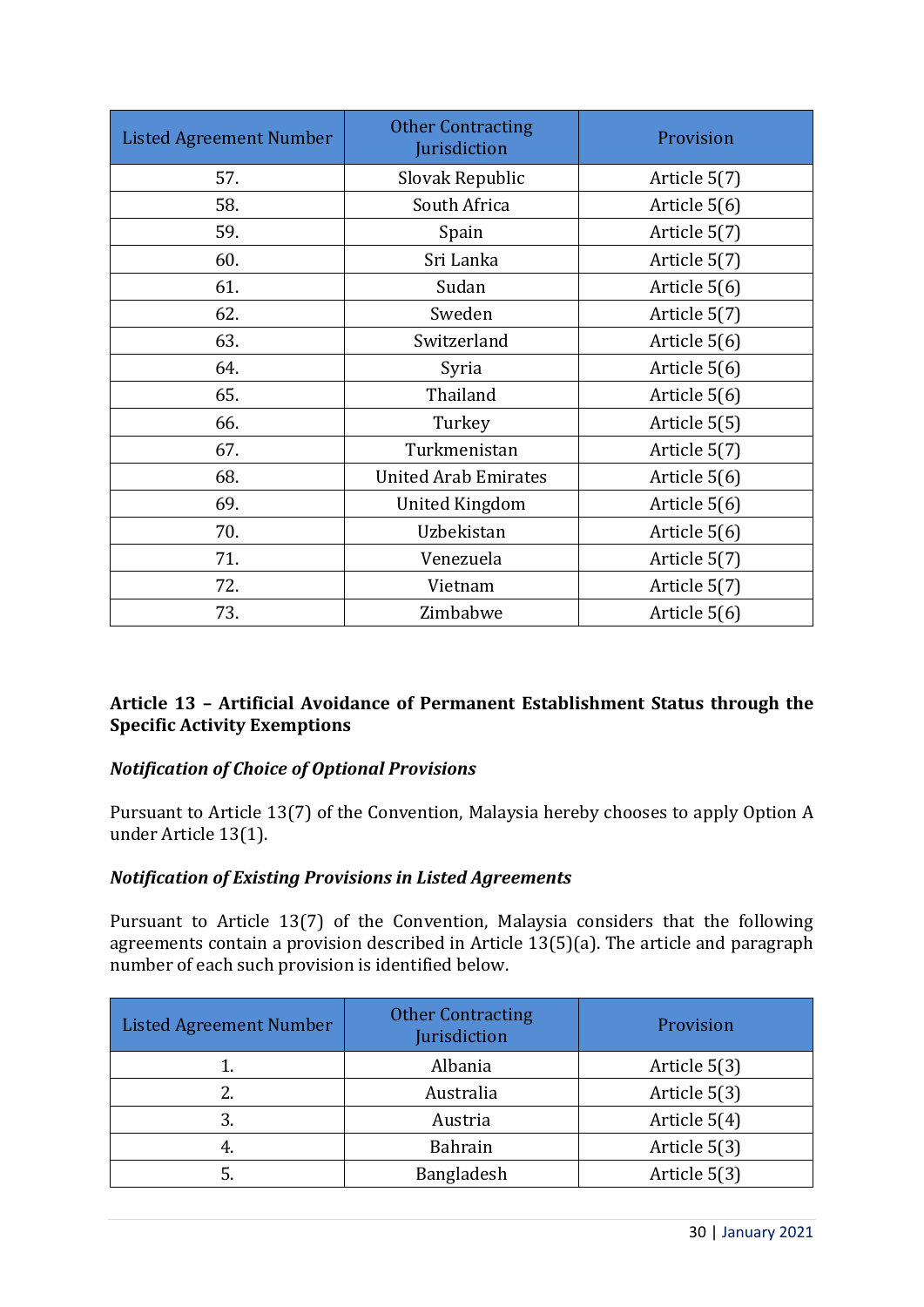| Listed Agreement Number | Other Contracting Jurisdiction | Provision |
|---|---|---|
| 57. | Slovak Republic | Article 5(7) |
| 58. | South Africa | Article 5(6) |
| 59. | Spain | Article 5(7) |
| 60. | Sri Lanka | Article 5(7) |
| 61. | Sudan | Article 5(6) |
| 62. | Sweden | Article 5(7) |
| 63. | Switzerland | Article 5(6) |
| 64. | Syria | Article 5(6) |
| 65. | Thailand | Article 5(6) |
| 66. | Turkey | Article 5(5) |
| 67. | Turkmenistan | Article 5(7) |
| 68. | United Arab Emirates | Article 5(6) |
| 69. | United Kingdom | Article 5(6) |
| 70. | Uzbekistan | Article 5(6) |
| 71. | Venezuela | Article 5(7) |
| 72. | Vietnam | Article 5(7) |
| 73. | Zimbabwe | Article 5(6) |

**Article 13 – Artificial Avoidance of Permanent Establishment Status through the Specific Activity Exemptions**

***Notification of Choice of Optional Provisions***

Pursuant to Article 13(7) of the Convention, Malaysia hereby chooses to apply Option A under Article 13(1).

***Notification of Existing Provisions in Listed Agreements***

Pursuant to Article 13(7) of the Convention, Malaysia considers that the following agreements contain a provision described in Article 13(5)(a). The article and paragraph number of each such provision is identified below.

| Listed Agreement Number | Other Contracting Jurisdiction | Provision |
|---|---|---|
| 1. | Albania | Article 5(3) |
| 2. | Australia | Article 5(3) |
| 3. | Austria | Article 5(4) |
| 4. | Bahrain | Article 5(3) |
| 5. | Bangladesh | Article 5(3) |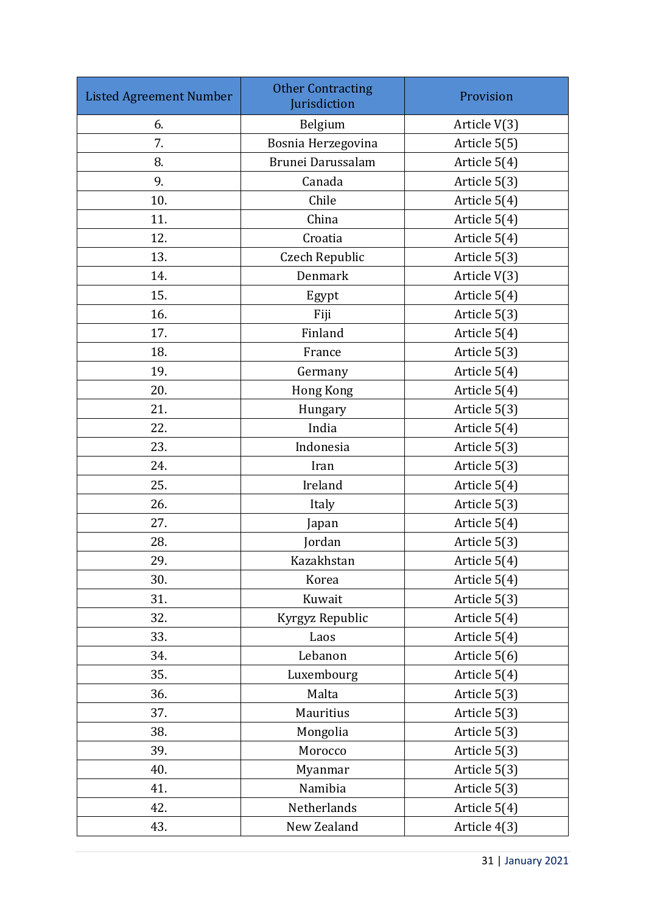| Listed Agreement Number | Other Contracting Jurisdiction | Provision |
|---|---|---|
| 6. | Belgium | Article V(3) |
| 7. | Bosnia Herzegovina | Article 5(5) |
| 8. | Brunei Darussalam | Article 5(4) |
| 9. | Canada | Article 5(3) |
| 10. | Chile | Article 5(4) |
| 11. | China | Article 5(4) |
| 12. | Croatia | Article 5(4) |
| 13. | Czech Republic | Article 5(3) |
| 14. | Denmark | Article V(3) |
| 15. | Egypt | Article 5(4) |
| 16. | Fiji | Article 5(3) |
| 17. | Finland | Article 5(4) |
| 18. | France | Article 5(3) |
| 19. | Germany | Article 5(4) |
| 20. | Hong Kong | Article 5(4) |
| 21. | Hungary | Article 5(3) |
| 22. | India | Article 5(4) |
| 23. | Indonesia | Article 5(3) |
| 24. | Iran | Article 5(3) |
| 25. | Ireland | Article 5(4) |
| 26. | Italy | Article 5(3) |
| 27. | Japan | Article 5(4) |
| 28. | Jordan | Article 5(3) |
| 29. | Kazakhstan | Article 5(4) |
| 30. | Korea | Article 5(4) |
| 31. | Kuwait | Article 5(3) |
| 32. | Kyrgyz Republic | Article 5(4) |
| 33. | Laos | Article 5(4) |
| 34. | Lebanon | Article 5(6) |
| 35. | Luxembourg | Article 5(4) |
| 36. | Malta | Article 5(3) |
| 37. | Mauritius | Article 5(3) |
| 38. | Mongolia | Article 5(3) |
| 39. | Morocco | Article 5(3) |
| 40. | Myanmar | Article 5(3) |
| 41. | Namibia | Article 5(3) |
| 42. | Netherlands | Article 5(4) |
| 43. | New Zealand | Article 4(3) |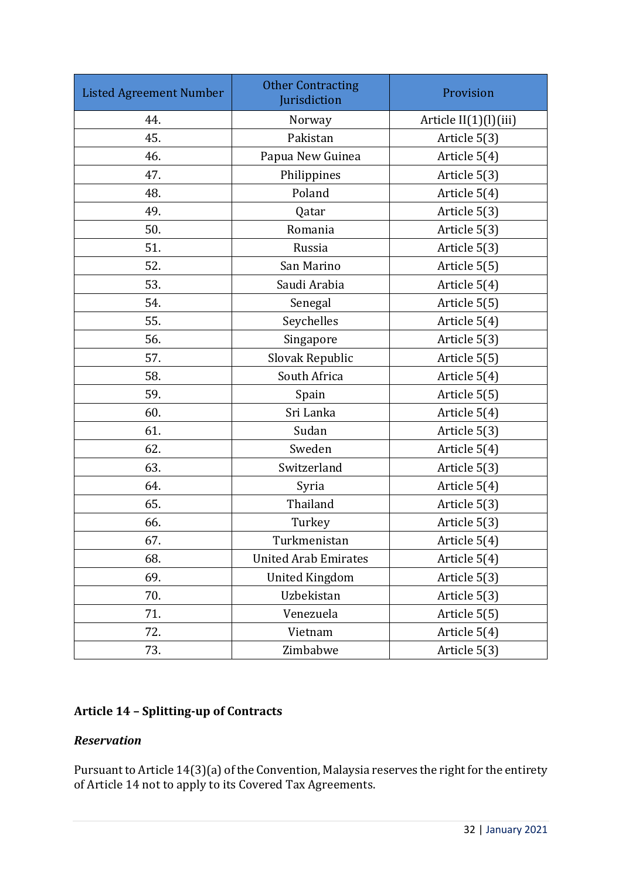| Listed Agreement Number | Other Contracting Jurisdiction | Provision |
|---|---|---|
| 44. | Norway | Article II(1)(l)(iii) |
| 45. | Pakistan | Article 5(3) |
| 46. | Papua New Guinea | Article 5(4) |
| 47. | Philippines | Article 5(3) |
| 48. | Poland | Article 5(4) |
| 49. | Qatar | Article 5(3) |
| 50. | Romania | Article 5(3) |
| 51. | Russia | Article 5(3) |
| 52. | San Marino | Article 5(5) |
| 53. | Saudi Arabia | Article 5(4) |
| 54. | Senegal | Article 5(5) |
| 55. | Seychelles | Article 5(4) |
| 56. | Singapore | Article 5(3) |
| 57. | Slovak Republic | Article 5(5) |
| 58. | South Africa | Article 5(4) |
| 59. | Spain | Article 5(5) |
| 60. | Sri Lanka | Article 5(4) |
| 61. | Sudan | Article 5(3) |
| 62. | Sweden | Article 5(4) |
| 63. | Switzerland | Article 5(3) |
| 64. | Syria | Article 5(4) |
| 65. | Thailand | Article 5(3) |
| 66. | Turkey | Article 5(3) |
| 67. | Turkmenistan | Article 5(4) |
| 68. | United Arab Emirates | Article 5(4) |
| 69. | United Kingdom | Article 5(3) |
| 70. | Uzbekistan | Article 5(3) |
| 71. | Venezuela | Article 5(5) |
| 72. | Vietnam | Article 5(4) |
| 73. | Zimbabwe | Article 5(3) |

### Article 14 – Splitting-up of Contracts

#### *Reservation*

Pursuant to Article 14(3)(a) of the Convention, Malaysia reserves the right for the entirety of Article 14 not to apply to its Covered Tax Agreements.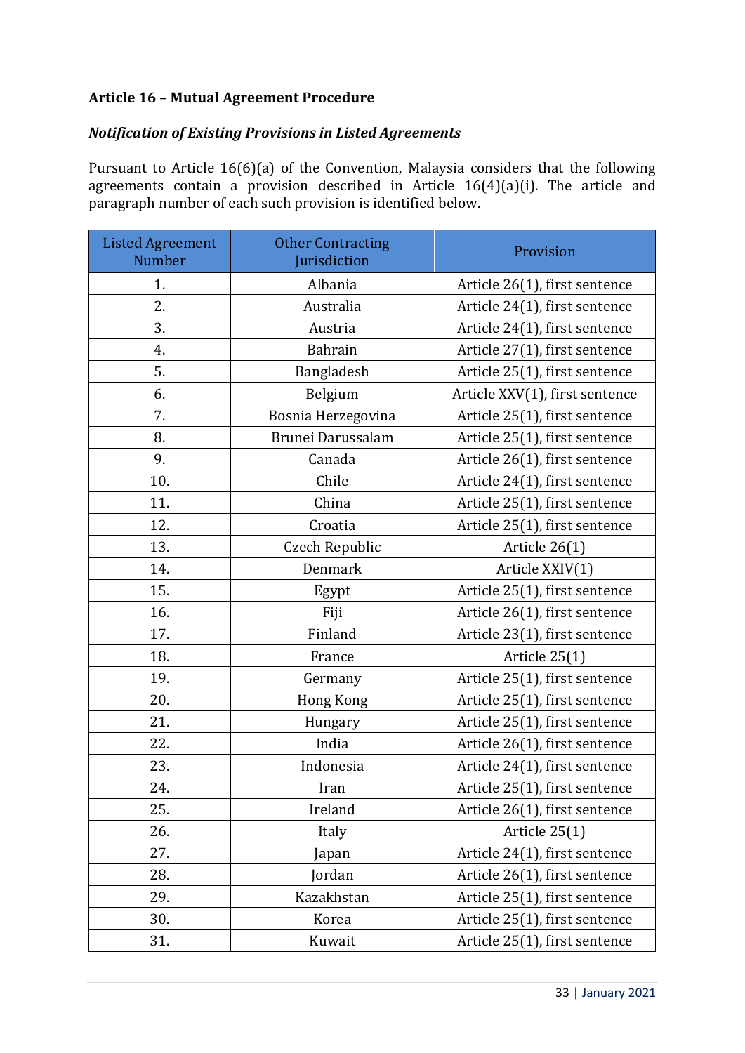**Article 16 – Mutual Agreement Procedure**

***Notification of Existing Provisions in Listed Agreements***

Pursuant to Article 16(6)(a) of the Convention, Malaysia considers that the following agreements contain a provision described in Article 16(4)(a)(i). The article and paragraph number of each such provision is identified below.

| Listed Agreement Number | Other Contracting Jurisdiction | Provision |
|---|---|---|
| 1. | Albania | Article 26(1), first sentence |
| 2. | Australia | Article 24(1), first sentence |
| 3. | Austria | Article 24(1), first sentence |
| 4. | Bahrain | Article 27(1), first sentence |
| 5. | Bangladesh | Article 25(1), first sentence |
| 6. | Belgium | Article XXV(1), first sentence |
| 7. | Bosnia Herzegovina | Article 25(1), first sentence |
| 8. | Brunei Darussalam | Article 25(1), first sentence |
| 9. | Canada | Article 26(1), first sentence |
| 10. | Chile | Article 24(1), first sentence |
| 11. | China | Article 25(1), first sentence |
| 12. | Croatia | Article 25(1), first sentence |
| 13. | Czech Republic | Article 26(1) |
| 14. | Denmark | Article XXIV(1) |
| 15. | Egypt | Article 25(1), first sentence |
| 16. | Fiji | Article 26(1), first sentence |
| 17. | Finland | Article 23(1), first sentence |
| 18. | France | Article 25(1) |
| 19. | Germany | Article 25(1), first sentence |
| 20. | Hong Kong | Article 25(1), first sentence |
| 21. | Hungary | Article 25(1), first sentence |
| 22. | India | Article 26(1), first sentence |
| 23. | Indonesia | Article 24(1), first sentence |
| 24. | Iran | Article 25(1), first sentence |
| 25. | Ireland | Article 26(1), first sentence |
| 26. | Italy | Article 25(1) |
| 27. | Japan | Article 24(1), first sentence |
| 28. | Jordan | Article 26(1), first sentence |
| 29. | Kazakhstan | Article 25(1), first sentence |
| 30. | Korea | Article 25(1), first sentence |
| 31. | Kuwait | Article 25(1), first sentence |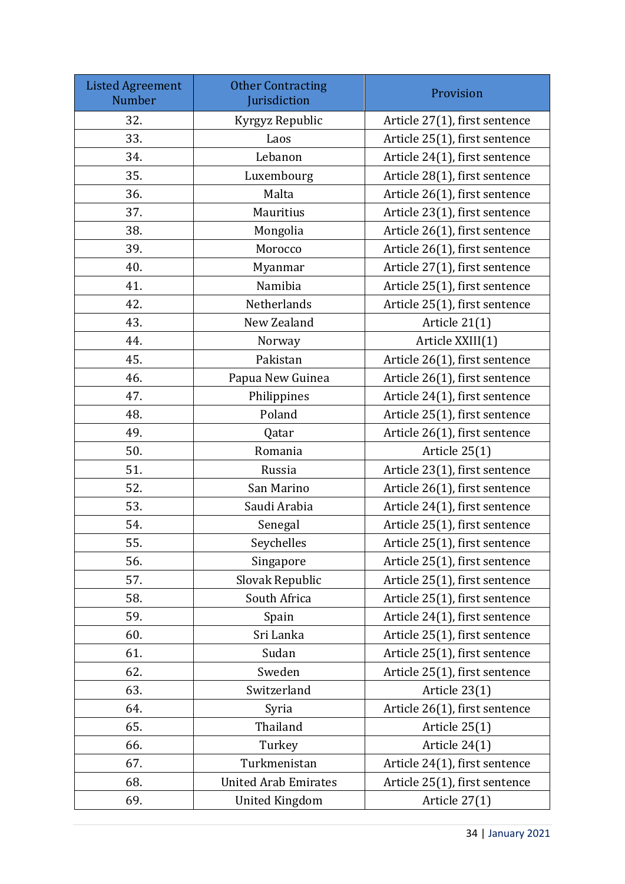| Listed Agreement Number | Other Contracting Jurisdiction | Provision |
|---|---|---|
| 32. | Kyrgyz Republic | Article 27(1), first sentence |
| 33. | Laos | Article 25(1), first sentence |
| 34. | Lebanon | Article 24(1), first sentence |
| 35. | Luxembourg | Article 28(1), first sentence |
| 36. | Malta | Article 26(1), first sentence |
| 37. | Mauritius | Article 23(1), first sentence |
| 38. | Mongolia | Article 26(1), first sentence |
| 39. | Morocco | Article 26(1), first sentence |
| 40. | Myanmar | Article 27(1), first sentence |
| 41. | Namibia | Article 25(1), first sentence |
| 42. | Netherlands | Article 25(1), first sentence |
| 43. | New Zealand | Article 21(1) |
| 44. | Norway | Article XXIII(1) |
| 45. | Pakistan | Article 26(1), first sentence |
| 46. | Papua New Guinea | Article 26(1), first sentence |
| 47. | Philippines | Article 24(1), first sentence |
| 48. | Poland | Article 25(1), first sentence |
| 49. | Qatar | Article 26(1), first sentence |
| 50. | Romania | Article 25(1) |
| 51. | Russia | Article 23(1), first sentence |
| 52. | San Marino | Article 26(1), first sentence |
| 53. | Saudi Arabia | Article 24(1), first sentence |
| 54. | Senegal | Article 25(1), first sentence |
| 55. | Seychelles | Article 25(1), first sentence |
| 56. | Singapore | Article 25(1), first sentence |
| 57. | Slovak Republic | Article 25(1), first sentence |
| 58. | South Africa | Article 25(1), first sentence |
| 59. | Spain | Article 24(1), first sentence |
| 60. | Sri Lanka | Article 25(1), first sentence |
| 61. | Sudan | Article 25(1), first sentence |
| 62. | Sweden | Article 25(1), first sentence |
| 63. | Switzerland | Article 23(1) |
| 64. | Syria | Article 26(1), first sentence |
| 65. | Thailand | Article 25(1) |
| 66. | Turkey | Article 24(1) |
| 67. | Turkmenistan | Article 24(1), first sentence |
| 68. | United Arab Emirates | Article 25(1), first sentence |
| 69. | United Kingdom | Article 27(1) |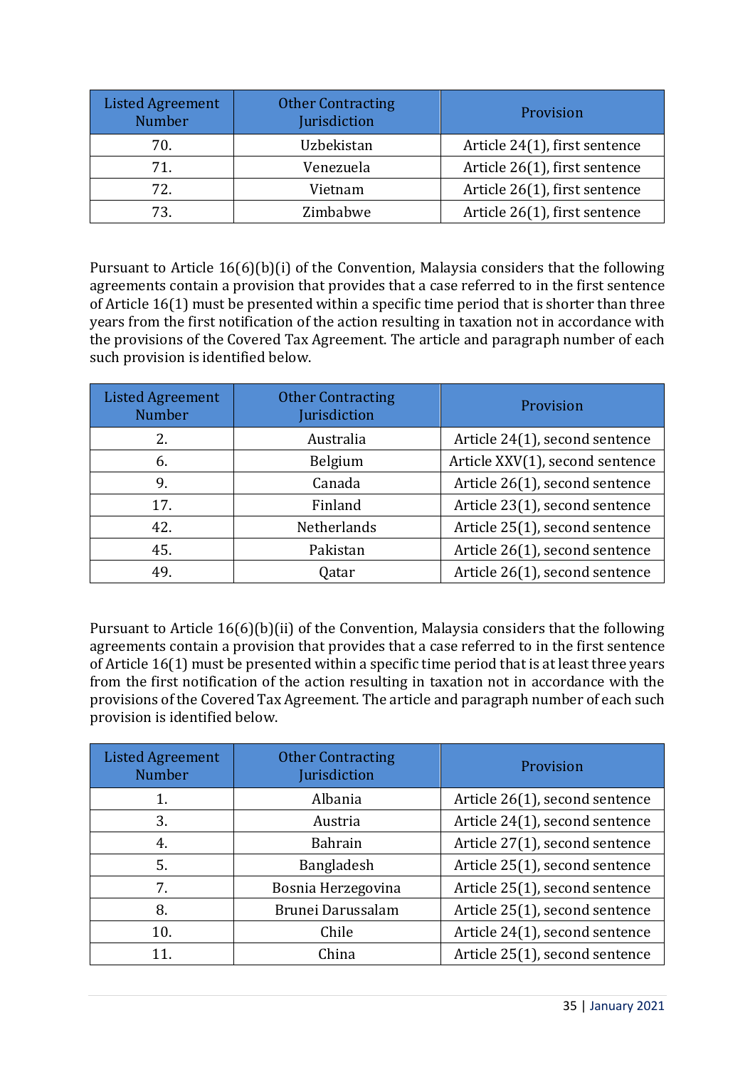| Listed Agreement Number | Other Contracting Jurisdiction | Provision |
|---|---|---|
| 70. | Uzbekistan | Article 24(1), first sentence |
| 71. | Venezuela | Article 26(1), first sentence |
| 72. | Vietnam | Article 26(1), first sentence |
| 73. | Zimbabwe | Article 26(1), first sentence |

Pursuant to Article 16(6)(b)(i) of the Convention, Malaysia considers that the following agreements contain a provision that provides that a case referred to in the first sentence of Article 16(1) must be presented within a specific time period that is shorter than three years from the first notification of the action resulting in taxation not in accordance with the provisions of the Covered Tax Agreement. The article and paragraph number of each such provision is identified below.

| Listed Agreement Number | Other Contracting Jurisdiction | Provision |
|---|---|---|
| 2. | Australia | Article 24(1), second sentence |
| 6. | Belgium | Article XXV(1), second sentence |
| 9. | Canada | Article 26(1), second sentence |
| 17. | Finland | Article 23(1), second sentence |
| 42. | Netherlands | Article 25(1), second sentence |
| 45. | Pakistan | Article 26(1), second sentence |
| 49. | Qatar | Article 26(1), second sentence |

Pursuant to Article 16(6)(b)(ii) of the Convention, Malaysia considers that the following agreements contain a provision that provides that a case referred to in the first sentence of Article 16(1) must be presented within a specific time period that is at least three years from the first notification of the action resulting in taxation not in accordance with the provisions of the Covered Tax Agreement. The article and paragraph number of each such provision is identified below.

| Listed Agreement Number | Other Contracting Jurisdiction | Provision |
|---|---|---|
| 1. | Albania | Article 26(1), second sentence |
| 3. | Austria | Article 24(1), second sentence |
| 4. | Bahrain | Article 27(1), second sentence |
| 5. | Bangladesh | Article 25(1), second sentence |
| 7. | Bosnia Herzegovina | Article 25(1), second sentence |
| 8. | Brunei Darussalam | Article 25(1), second sentence |
| 10. | Chile | Article 24(1), second sentence |
| 11. | China | Article 25(1), second sentence |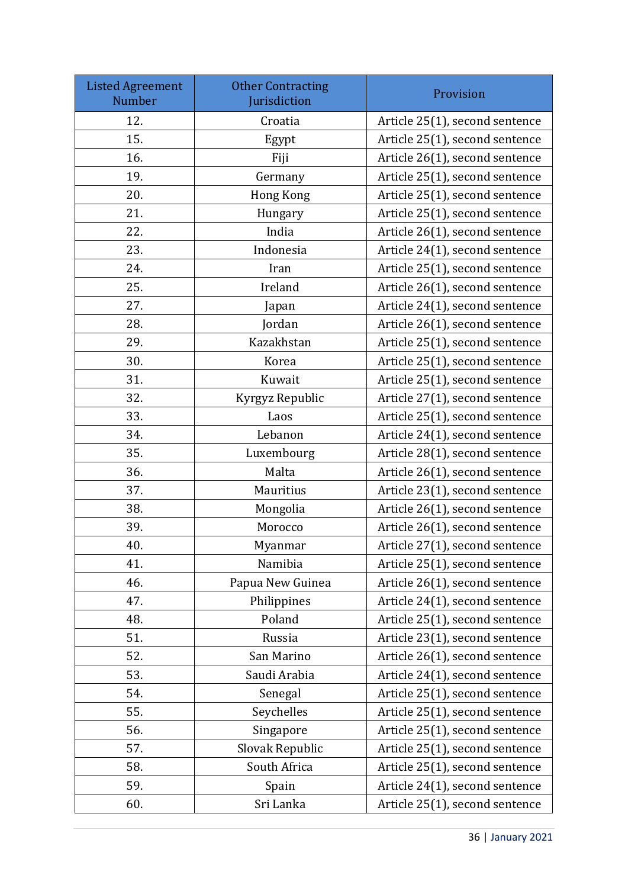| Listed Agreement Number | Other Contracting Jurisdiction | Provision |
|---|---|---|
| 12. | Croatia | Article 25(1), second sentence |
| 15. | Egypt | Article 25(1), second sentence |
| 16. | Fiji | Article 26(1), second sentence |
| 19. | Germany | Article 25(1), second sentence |
| 20. | Hong Kong | Article 25(1), second sentence |
| 21. | Hungary | Article 25(1), second sentence |
| 22. | India | Article 26(1), second sentence |
| 23. | Indonesia | Article 24(1), second sentence |
| 24. | Iran | Article 25(1), second sentence |
| 25. | Ireland | Article 26(1), second sentence |
| 27. | Japan | Article 24(1), second sentence |
| 28. | Jordan | Article 26(1), second sentence |
| 29. | Kazakhstan | Article 25(1), second sentence |
| 30. | Korea | Article 25(1), second sentence |
| 31. | Kuwait | Article 25(1), second sentence |
| 32. | Kyrgyz Republic | Article 27(1), second sentence |
| 33. | Laos | Article 25(1), second sentence |
| 34. | Lebanon | Article 24(1), second sentence |
| 35. | Luxembourg | Article 28(1), second sentence |
| 36. | Malta | Article 26(1), second sentence |
| 37. | Mauritius | Article 23(1), second sentence |
| 38. | Mongolia | Article 26(1), second sentence |
| 39. | Morocco | Article 26(1), second sentence |
| 40. | Myanmar | Article 27(1), second sentence |
| 41. | Namibia | Article 25(1), second sentence |
| 46. | Papua New Guinea | Article 26(1), second sentence |
| 47. | Philippines | Article 24(1), second sentence |
| 48. | Poland | Article 25(1), second sentence |
| 51. | Russia | Article 23(1), second sentence |
| 52. | San Marino | Article 26(1), second sentence |
| 53. | Saudi Arabia | Article 24(1), second sentence |
| 54. | Senegal | Article 25(1), second sentence |
| 55. | Seychelles | Article 25(1), second sentence |
| 56. | Singapore | Article 25(1), second sentence |
| 57. | Slovak Republic | Article 25(1), second sentence |
| 58. | South Africa | Article 25(1), second sentence |
| 59. | Spain | Article 24(1), second sentence |
| 60. | Sri Lanka | Article 25(1), second sentence |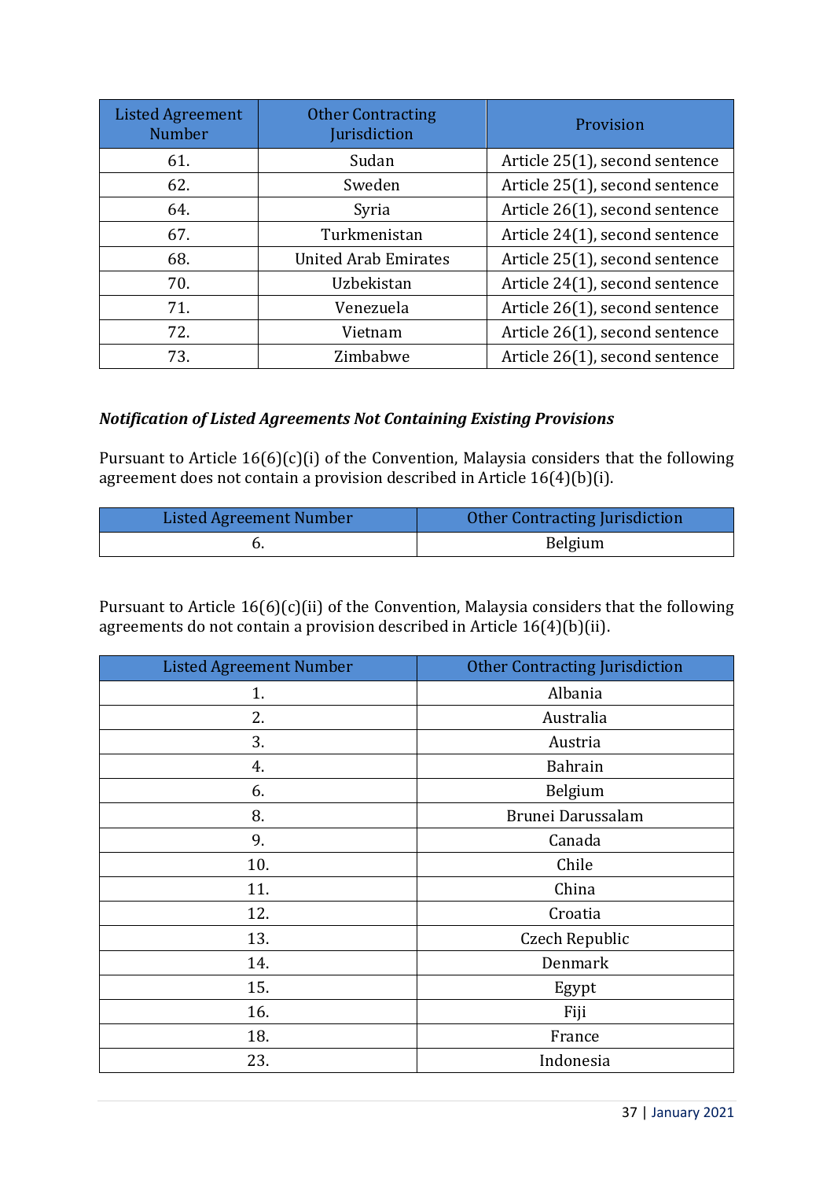| Listed Agreement Number | Other Contracting Jurisdiction | Provision |
| --- | --- | --- |
| 61. | Sudan | Article 25(1), second sentence |
| 62. | Sweden | Article 25(1), second sentence |
| 64. | Syria | Article 26(1), second sentence |
| 67. | Turkmenistan | Article 24(1), second sentence |
| 68. | United Arab Emirates | Article 25(1), second sentence |
| 70. | Uzbekistan | Article 24(1), second sentence |
| 71. | Venezuela | Article 26(1), second sentence |
| 72. | Vietnam | Article 26(1), second sentence |
| 73. | Zimbabwe | Article 26(1), second sentence |

***Notification of Listed Agreements Not Containing Existing Provisions***

Pursuant to Article 16(6)(c)(i) of the Convention, Malaysia considers that the following agreement does not contain a provision described in Article 16(4)(b)(i).

| Listed Agreement Number | Other Contracting Jurisdiction |
| --- | --- |
| 6. | Belgium |

Pursuant to Article 16(6)(c)(ii) of the Convention, Malaysia considers that the following agreements do not contain a provision described in Article 16(4)(b)(ii).

| Listed Agreement Number | Other Contracting Jurisdiction |
| --- | --- |
| 1. | Albania |
| 2. | Australia |
| 3. | Austria |
| 4. | Bahrain |
| 6. | Belgium |
| 8. | Brunei Darussalam |
| 9. | Canada |
| 10. | Chile |
| 11. | China |
| 12. | Croatia |
| 13. | Czech Republic |
| 14. | Denmark |
| 15. | Egypt |
| 16. | Fiji |
| 18. | France |
| 23. | Indonesia |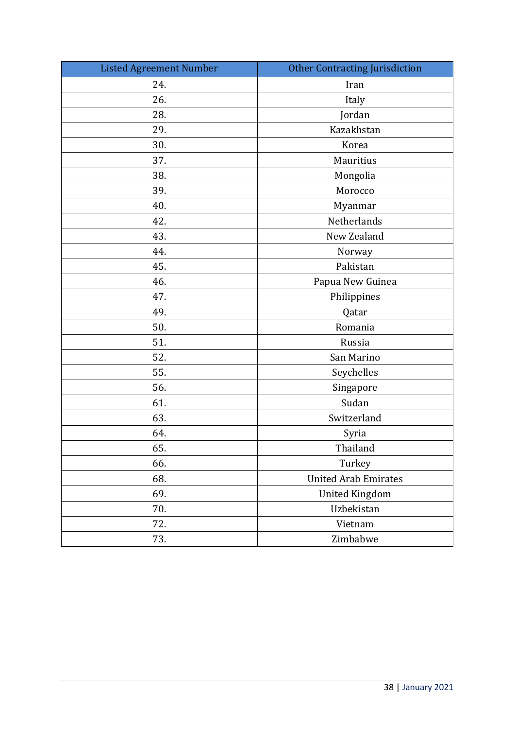| Listed Agreement Number | Other Contracting Jurisdiction |
|---|---|
| 24. | Iran |
| 26. | Italy |
| 28. | Jordan |
| 29. | Kazakhstan |
| 30. | Korea |
| 37. | Mauritius |
| 38. | Mongolia |
| 39. | Morocco |
| 40. | Myanmar |
| 42. | Netherlands |
| 43. | New Zealand |
| 44. | Norway |
| 45. | Pakistan |
| 46. | Papua New Guinea |
| 47. | Philippines |
| 49. | Qatar |
| 50. | Romania |
| 51. | Russia |
| 52. | San Marino |
| 55. | Seychelles |
| 56. | Singapore |
| 61. | Sudan |
| 63. | Switzerland |
| 64. | Syria |
| 65. | Thailand |
| 66. | Turkey |
| 68. | United Arab Emirates |
| 69. | United Kingdom |
| 70. | Uzbekistan |
| 72. | Vietnam |
| 73. | Zimbabwe |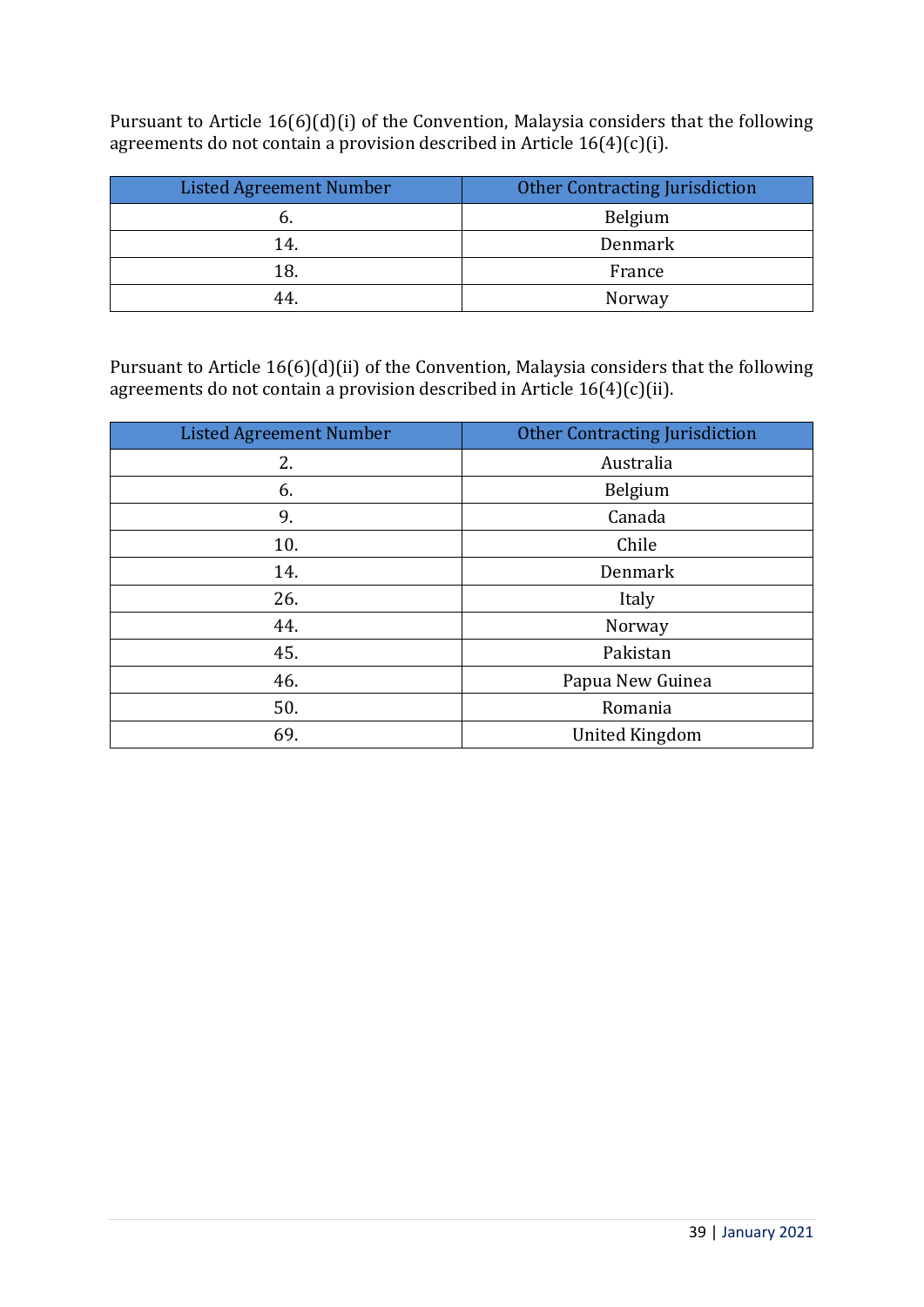Pursuant to Article 16(6)(d)(i) of the Convention, Malaysia considers that the following agreements do not contain a provision described in Article 16(4)(c)(i).

| Listed Agreement Number | Other Contracting Jurisdiction |
|---|---|
| 6. | Belgium |
| 14. | Denmark |
| 18. | France |
| 44. | Norway |

Pursuant to Article 16(6)(d)(ii) of the Convention, Malaysia considers that the following agreements do not contain a provision described in Article 16(4)(c)(ii).

| Listed Agreement Number | Other Contracting Jurisdiction |
|---|---|
| 2. | Australia |
| 6. | Belgium |
| 9. | Canada |
| 10. | Chile |
| 14. | Denmark |
| 26. | Italy |
| 44. | Norway |
| 45. | Pakistan |
| 46. | Papua New Guinea |
| 50. | Romania |
| 69. | United Kingdom |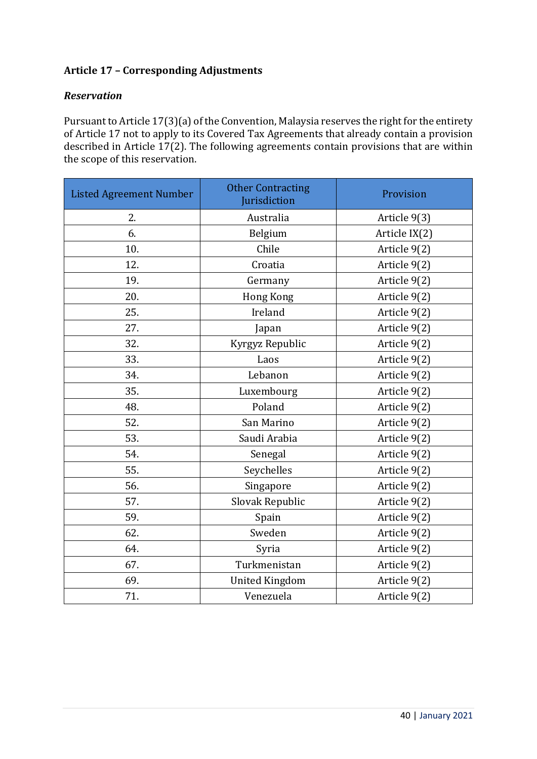**Article 17 – Corresponding Adjustments**

***Reservation***

Pursuant to Article 17(3)(a) of the Convention, Malaysia reserves the right for the entirety of Article 17 not to apply to its Covered Tax Agreements that already contain a provision described in Article 17(2). The following agreements contain provisions that are within the scope of this reservation.

| Listed Agreement Number | Other Contracting Jurisdiction | Provision |
|---|---|---|
| 2. | Australia | Article 9(3) |
| 6. | Belgium | Article IX(2) |
| 10. | Chile | Article 9(2) |
| 12. | Croatia | Article 9(2) |
| 19. | Germany | Article 9(2) |
| 20. | Hong Kong | Article 9(2) |
| 25. | Ireland | Article 9(2) |
| 27. | Japan | Article 9(2) |
| 32. | Kyrgyz Republic | Article 9(2) |
| 33. | Laos | Article 9(2) |
| 34. | Lebanon | Article 9(2) |
| 35. | Luxembourg | Article 9(2) |
| 48. | Poland | Article 9(2) |
| 52. | San Marino | Article 9(2) |
| 53. | Saudi Arabia | Article 9(2) |
| 54. | Senegal | Article 9(2) |
| 55. | Seychelles | Article 9(2) |
| 56. | Singapore | Article 9(2) |
| 57. | Slovak Republic | Article 9(2) |
| 59. | Spain | Article 9(2) |
| 62. | Sweden | Article 9(2) |
| 64. | Syria | Article 9(2) |
| 67. | Turkmenistan | Article 9(2) |
| 69. | United Kingdom | Article 9(2) |
| 71. | Venezuela | Article 9(2) |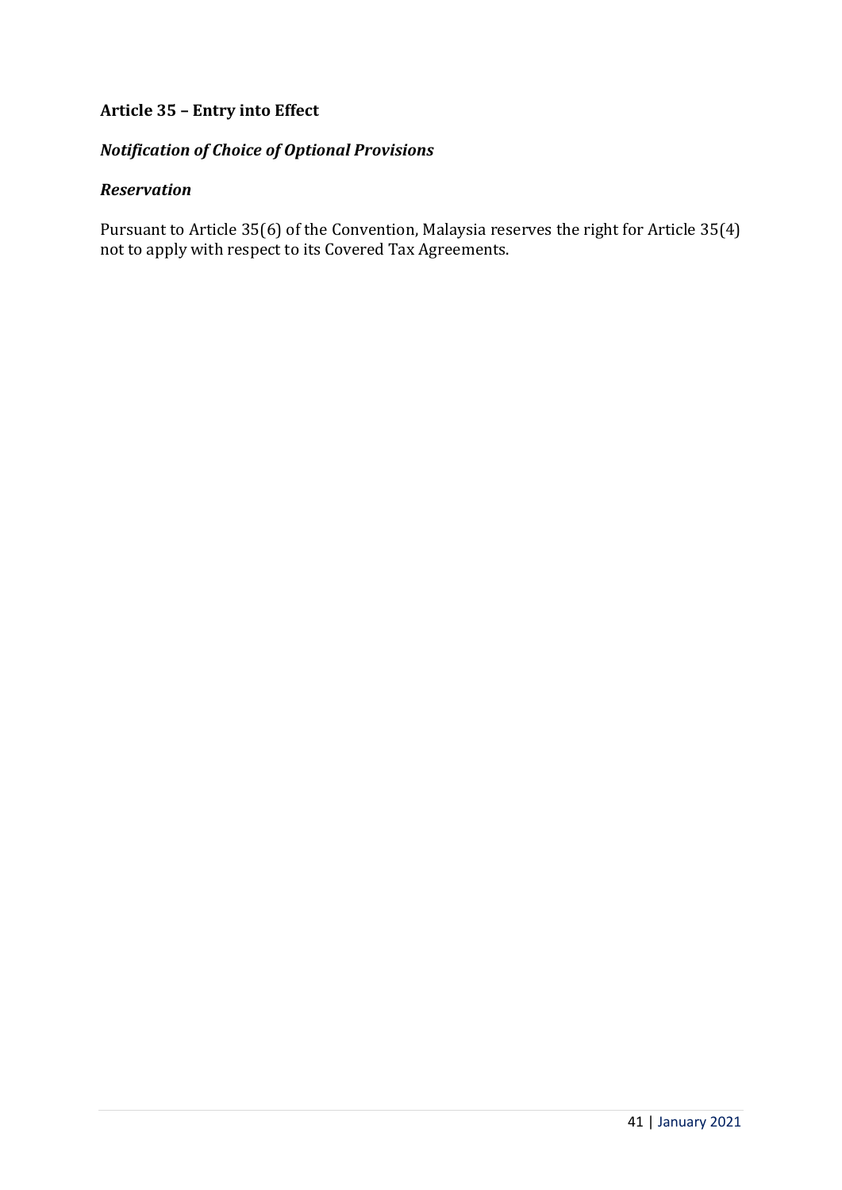## Article 35 – Entry into Effect

### *Notification of Choice of Optional Provisions*

### *Reservation*

Pursuant to Article 35(6) of the Convention, Malaysia reserves the right for Article 35(4) not to apply with respect to its Covered Tax Agreements.